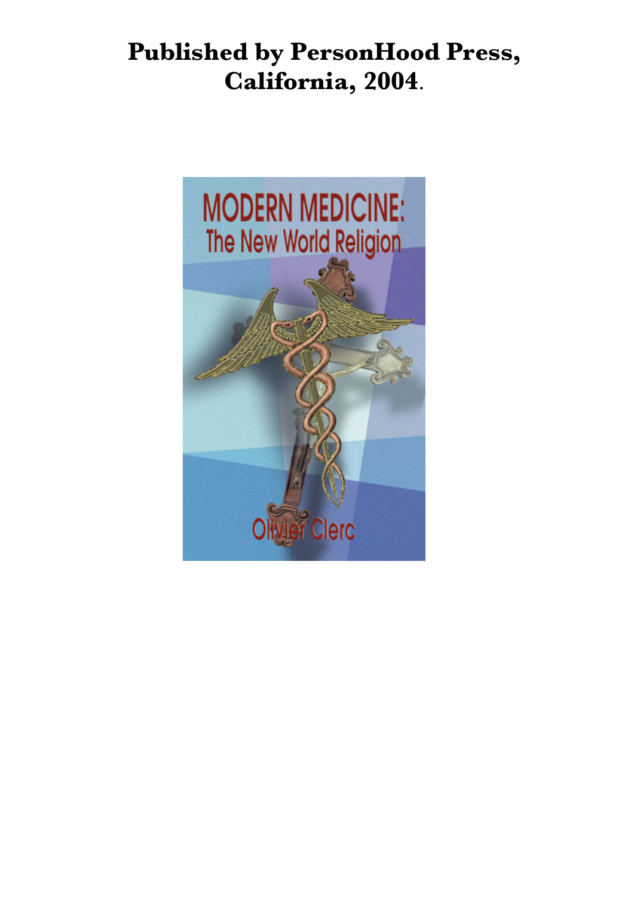**Published by PersonHood Press, California, 2004.**

MODERN MEDICINE:
The New World Religion

Olivier Clerc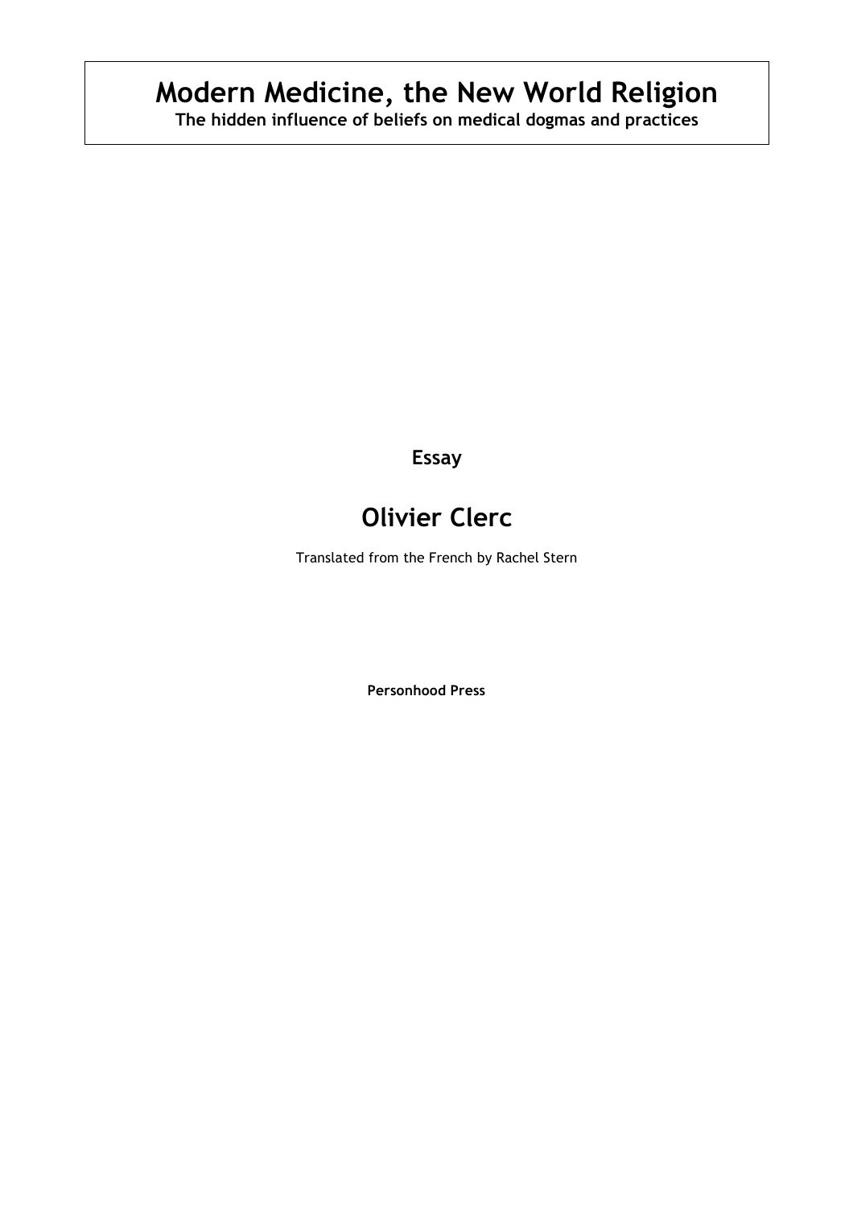# Modern Medicine, the New World Religion

**The hidden influence of beliefs on medical dogmas and practices**

**Essay**

## Olivier Clerc

Translated from the French by Rachel Stern

**Personhood Press**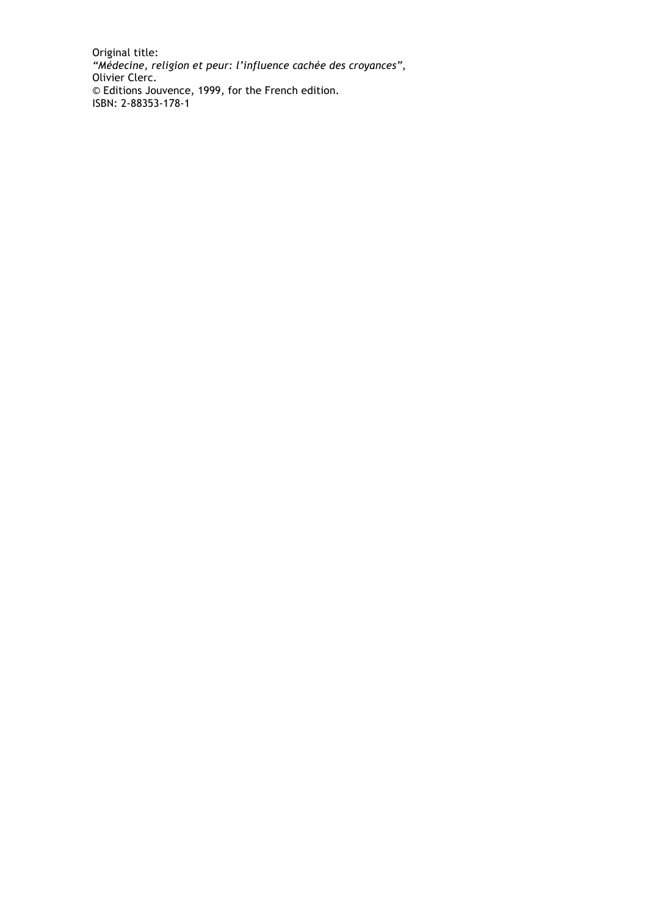Original title:  
*“Médecine, religion et peur: l’influence cachée des croyances”,*  
Olivier Clerc.  
© Editions Jouvence, 1999, for the French edition.  
ISBN: 2-88353-178-1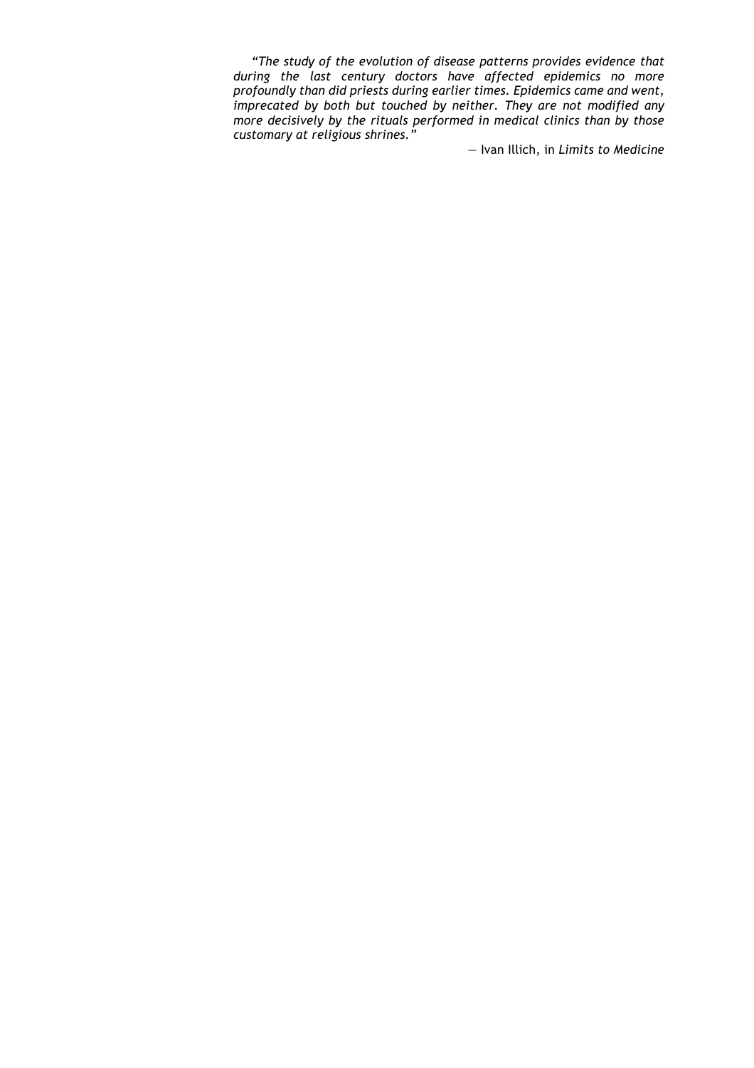*"The study of the evolution of disease patterns provides evidence that during the last century doctors have affected epidemics no more profoundly than did priests during earlier times. Epidemics came and went, imprecated by both but touched by neither. They are not modified any more decisively by the rituals performed in medical clinics than by those customary at religious shrines."*

— Ivan Illich, in *Limits to Medicine*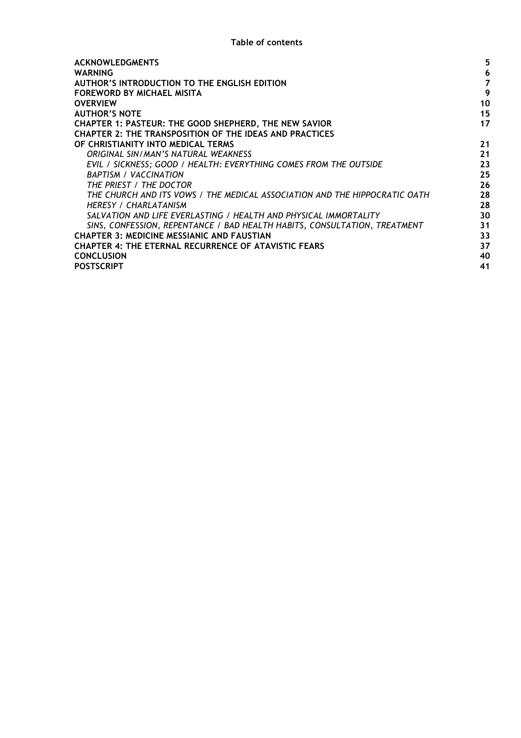**Table of contents**

| | |
|---|---|
| **ACKNOWLEDGMENTS** | **5** |
| **WARNING** | **6** |
| **AUTHOR'S INTRODUCTION TO THE ENGLISH EDITION** | **7** |
| **FOREWORD BY MICHAEL MISITA** | **9** |
| **OVERVIEW** | **10** |
| **AUTHOR'S NOTE** | **15** |
| **CHAPTER 1: PASTEUR: THE GOOD SHEPHERD, THE NEW SAVIOR** | **17** |
| **CHAPTER 2: THE TRANSPOSITION OF THE IDEAS AND PRACTICES OF CHRISTIANITY INTO MEDICAL TERMS** | **21** |
| *ORIGINAL SIN/MAN'S NATURAL WEAKNESS* | **21** |
| *EVIL / SICKNESS; GOOD / HEALTH: EVERYTHING COMES FROM THE OUTSIDE* | **23** |
| *BAPTISM / VACCINATION* | **25** |
| *THE PRIEST / THE DOCTOR* | **26** |
| *THE CHURCH AND ITS VOWS / THE MEDICAL ASSOCIATION AND THE HIPPOCRATIC OATH* | **28** |
| *HERESY / CHARLATANISM* | **28** |
| *SALVATION AND LIFE EVERLASTING / HEALTH AND PHYSICAL IMMORTALITY* | **30** |
| *SINS, CONFESSION, REPENTANCE / BAD HEALTH HABITS, CONSULTATION, TREATMENT* | **31** |
| **CHAPTER 3: MEDICINE MESSIANIC AND FAUSTIAN** | **33** |
| **CHAPTER 4: THE ETERNAL RECURRENCE OF ATAVISTIC FEARS** | **37** |
| **CONCLUSION** | **40** |
| **POSTSCRIPT** | **41** |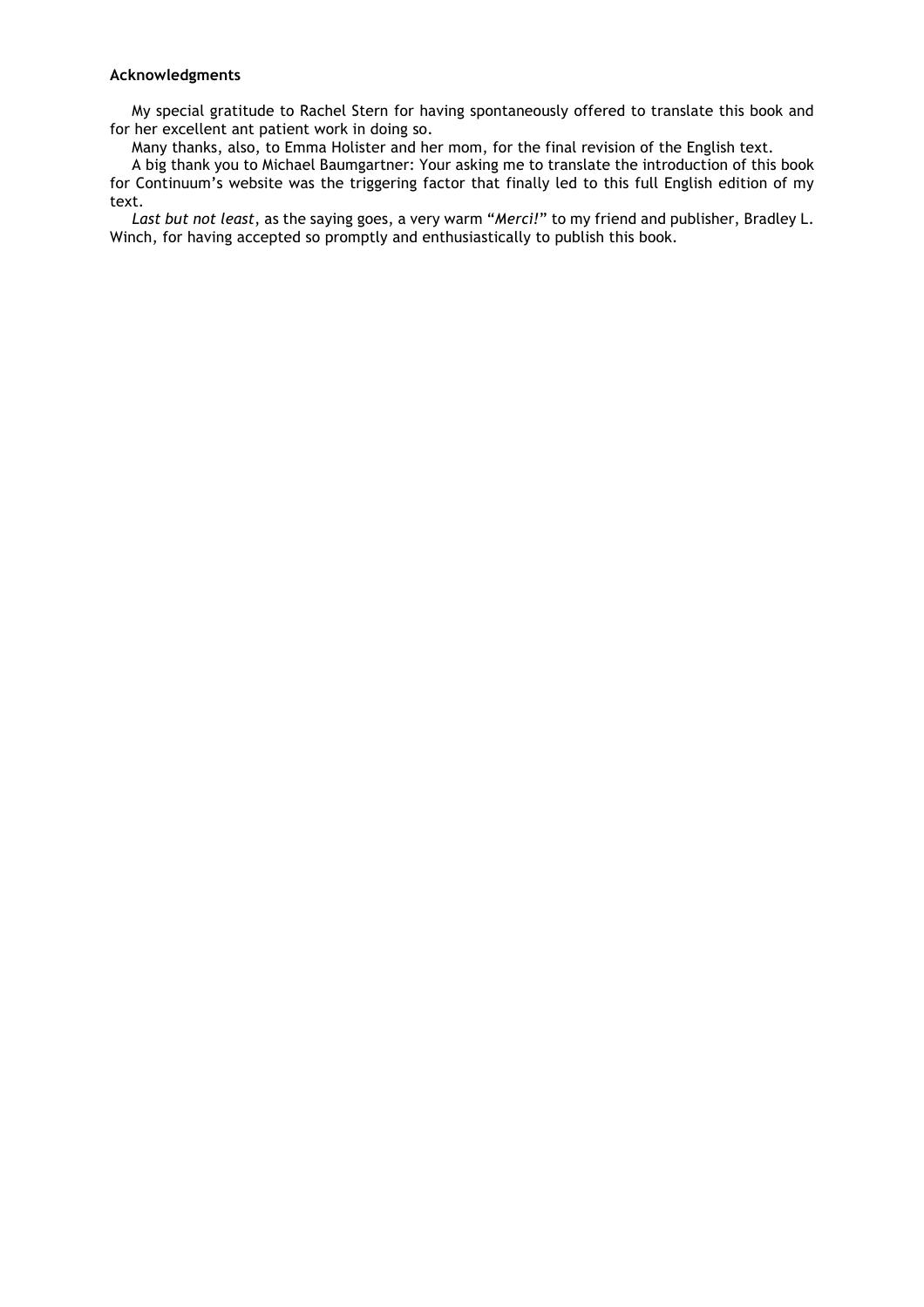**Acknowledgments**

My special gratitude to Rachel Stern for having spontaneously offered to translate this book and for her excellent ant patient work in doing so.

Many thanks, also, to Emma Holister and her mom, for the final revision of the English text.

A big thank you to Michael Baumgartner: Your asking me to translate the introduction of this book for Continuum's website was the triggering factor that finally led to this full English edition of my text.

*Last but not least*, as the saying goes, a very warm "*Merci!*" to my friend and publisher, Bradley L. Winch, for having accepted so promptly and enthusiastically to publish this book.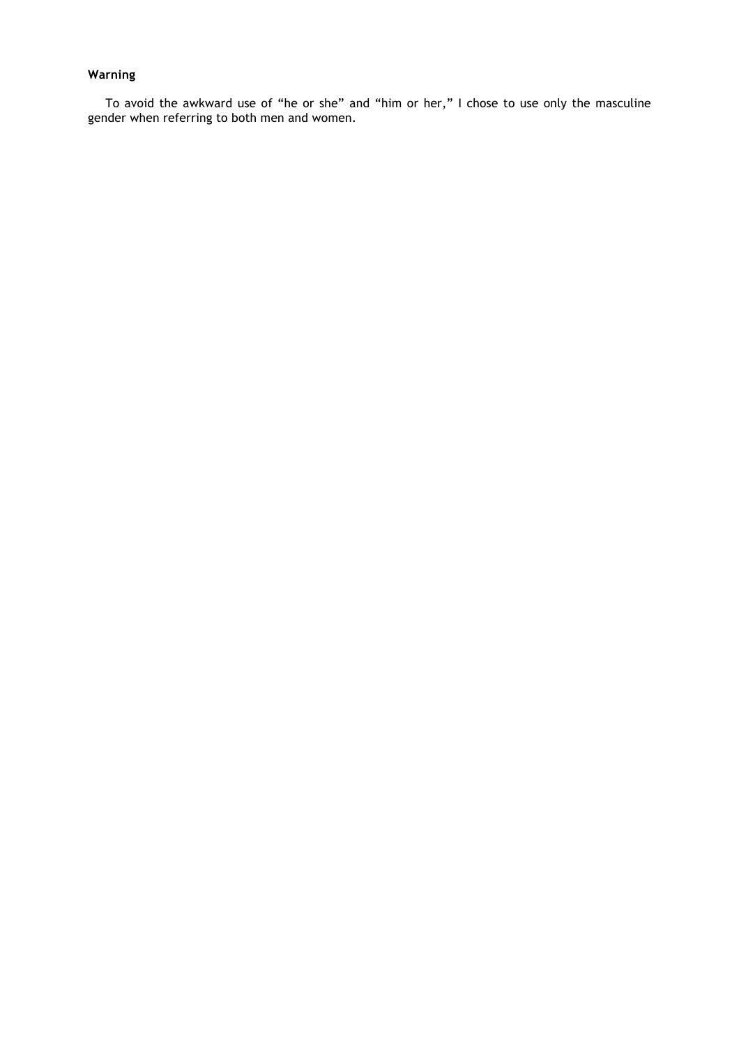**Warning**

To avoid the awkward use of “he or she” and “him or her,” I chose to use only the masculine gender when referring to both men and women.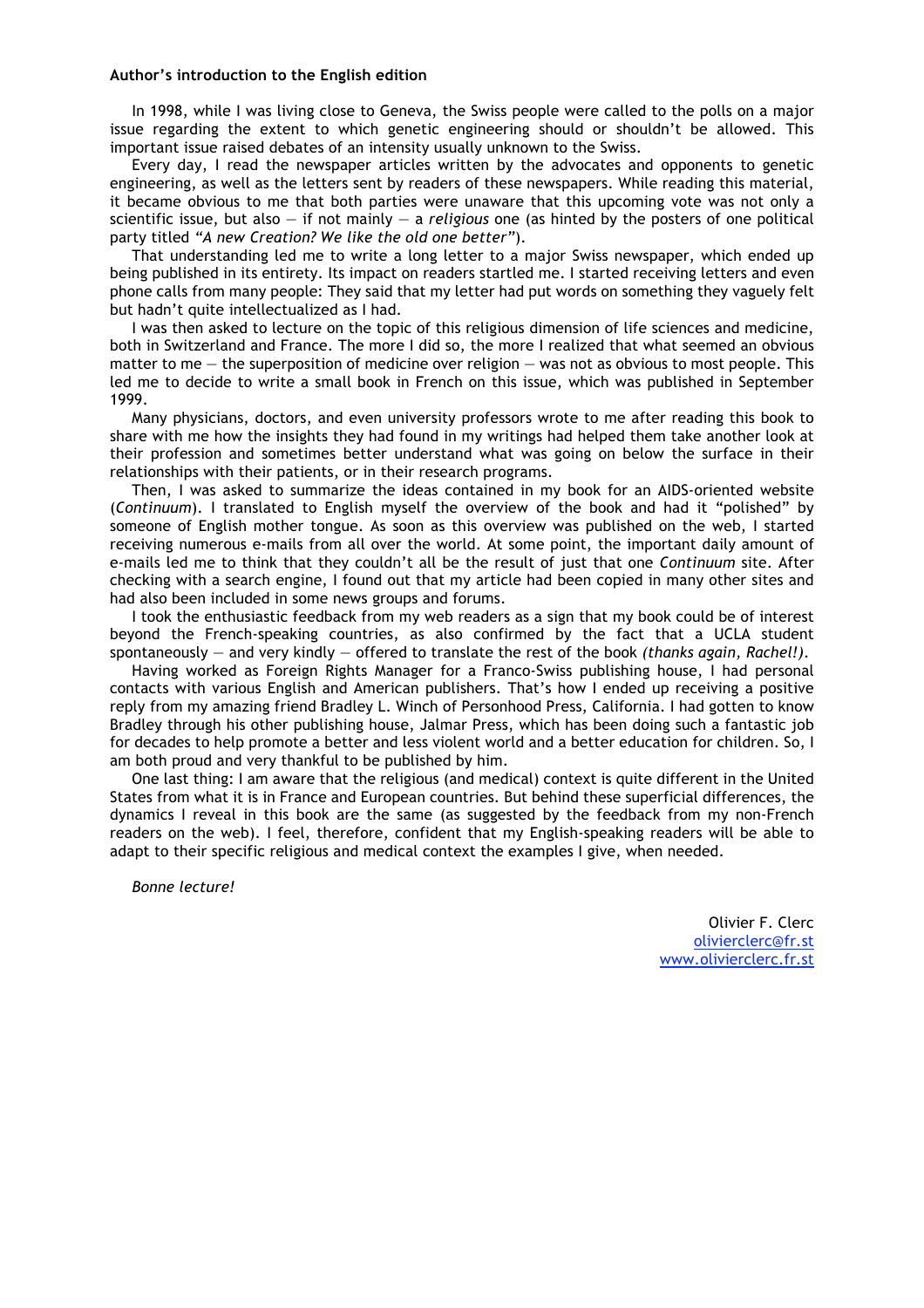**Author's introduction to the English edition**

In 1998, while I was living close to Geneva, the Swiss people were called to the polls on a major issue regarding the extent to which genetic engineering should or shouldn't be allowed. This important issue raised debates of an intensity usually unknown to the Swiss.

Every day, I read the newspaper articles written by the advocates and opponents to genetic engineering, as well as the letters sent by readers of these newspapers. While reading this material, it became obvious to me that both parties were unaware that this upcoming vote was not only a scientific issue, but also — if not mainly — a *religious* one (as hinted by the posters of one political party titled *"A new Creation? We like the old one better"*).

That understanding led me to write a long letter to a major Swiss newspaper, which ended up being published in its entirety. Its impact on readers startled me. I started receiving letters and even phone calls from many people: They said that my letter had put words on something they vaguely felt but hadn't quite intellectualized as I had.

I was then asked to lecture on the topic of this religious dimension of life sciences and medicine, both in Switzerland and France. The more I did so, the more I realized that what seemed an obvious matter to me — the superposition of medicine over religion — was not as obvious to most people. This led me to decide to write a small book in French on this issue, which was published in September 1999.

Many physicians, doctors, and even university professors wrote to me after reading this book to share with me how the insights they had found in my writings had helped them take another look at their profession and sometimes better understand what was going on below the surface in their relationships with their patients, or in their research programs.

Then, I was asked to summarize the ideas contained in my book for an AIDS-oriented website (*Continuum*). I translated to English myself the overview of the book and had it "polished" by someone of English mother tongue. As soon as this overview was published on the web, I started receiving numerous e-mails from all over the world. At some point, the important daily amount of e-mails led me to think that they couldn't all be the result of just that one *Continuum* site. After checking with a search engine, I found out that my article had been copied in many other sites and had also been included in some news groups and forums.

I took the enthusiastic feedback from my web readers as a sign that my book could be of interest beyond the French-speaking countries, as also confirmed by the fact that a UCLA student spontaneously — and very kindly — offered to translate the rest of the book *(thanks again, Rachel!)*.

Having worked as Foreign Rights Manager for a Franco-Swiss publishing house, I had personal contacts with various English and American publishers. That's how I ended up receiving a positive reply from my amazing friend Bradley L. Winch of Personhood Press, California. I had gotten to know Bradley through his other publishing house, Jalmar Press, which has been doing such a fantastic job for decades to help promote a better and less violent world and a better education for children. So, I am both proud and very thankful to be published by him.

One last thing: I am aware that the religious (and medical) context is quite different in the United States from what it is in France and European countries. But behind these superficial differences, the dynamics I reveal in this book are the same (as suggested by the feedback from my non-French readers on the web). I feel, therefore, confident that my English-speaking readers will be able to adapt to their specific religious and medical context the examples I give, when needed.

*Bonne lecture!*

Olivier F. Clerc
olivierclerc@fr.st
www.olivierclerc.fr.st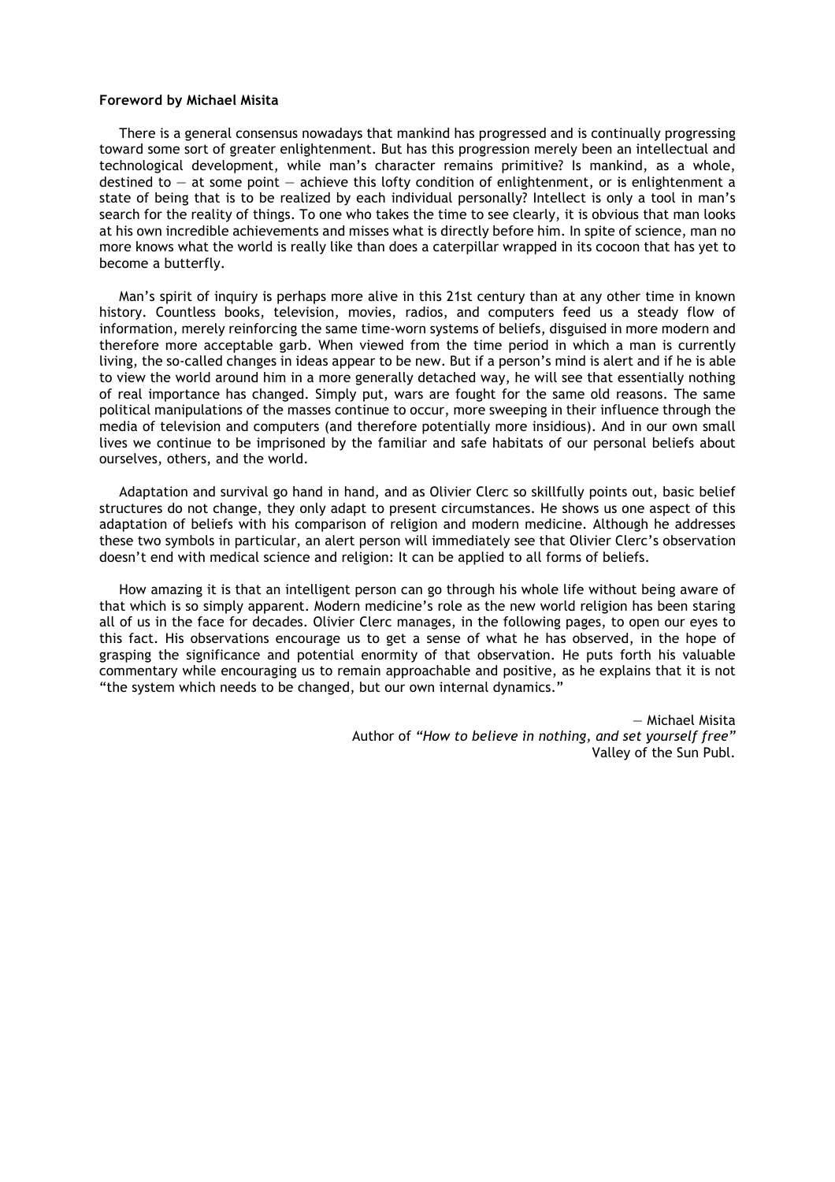**Foreword by Michael Misita**

There is a general consensus nowadays that mankind has progressed and is continually progressing toward some sort of greater enlightenment. But has this progression merely been an intellectual and technological development, while man's character remains primitive? Is mankind, as a whole, destined to — at some point — achieve this lofty condition of enlightenment, or is enlightenment a state of being that is to be realized by each individual personally? Intellect is only a tool in man's search for the reality of things. To one who takes the time to see clearly, it is obvious that man looks at his own incredible achievements and misses what is directly before him. In spite of science, man no more knows what the world is really like than does a caterpillar wrapped in its cocoon that has yet to become a butterfly.

Man's spirit of inquiry is perhaps more alive in this 21st century than at any other time in known history. Countless books, television, movies, radios, and computers feed us a steady flow of information, merely reinforcing the same time-worn systems of beliefs, disguised in more modern and therefore more acceptable garb. When viewed from the time period in which a man is currently living, the so-called changes in ideas appear to be new. But if a person's mind is alert and if he is able to view the world around him in a more generally detached way, he will see that essentially nothing of real importance has changed. Simply put, wars are fought for the same old reasons. The same political manipulations of the masses continue to occur, more sweeping in their influence through the media of television and computers (and therefore potentially more insidious). And in our own small lives we continue to be imprisoned by the familiar and safe habitats of our personal beliefs about ourselves, others, and the world.

Adaptation and survival go hand in hand, and as Olivier Clerc so skillfully points out, basic belief structures do not change, they only adapt to present circumstances. He shows us one aspect of this adaptation of beliefs with his comparison of religion and modern medicine. Although he addresses these two symbols in particular, an alert person will immediately see that Olivier Clerc's observation doesn't end with medical science and religion: It can be applied to all forms of beliefs.

How amazing it is that an intelligent person can go through his whole life without being aware of that which is so simply apparent. Modern medicine's role as the new world religion has been staring all of us in the face for decades. Olivier Clerc manages, in the following pages, to open our eyes to this fact. His observations encourage us to get a sense of what he has observed, in the hope of grasping the significance and potential enormity of that observation. He puts forth his valuable commentary while encouraging us to remain approachable and positive, as he explains that it is not "the system which needs to be changed, but our own internal dynamics."

— Michael Misita
Author of *"How to believe in nothing, and set yourself free"*
Valley of the Sun Publ.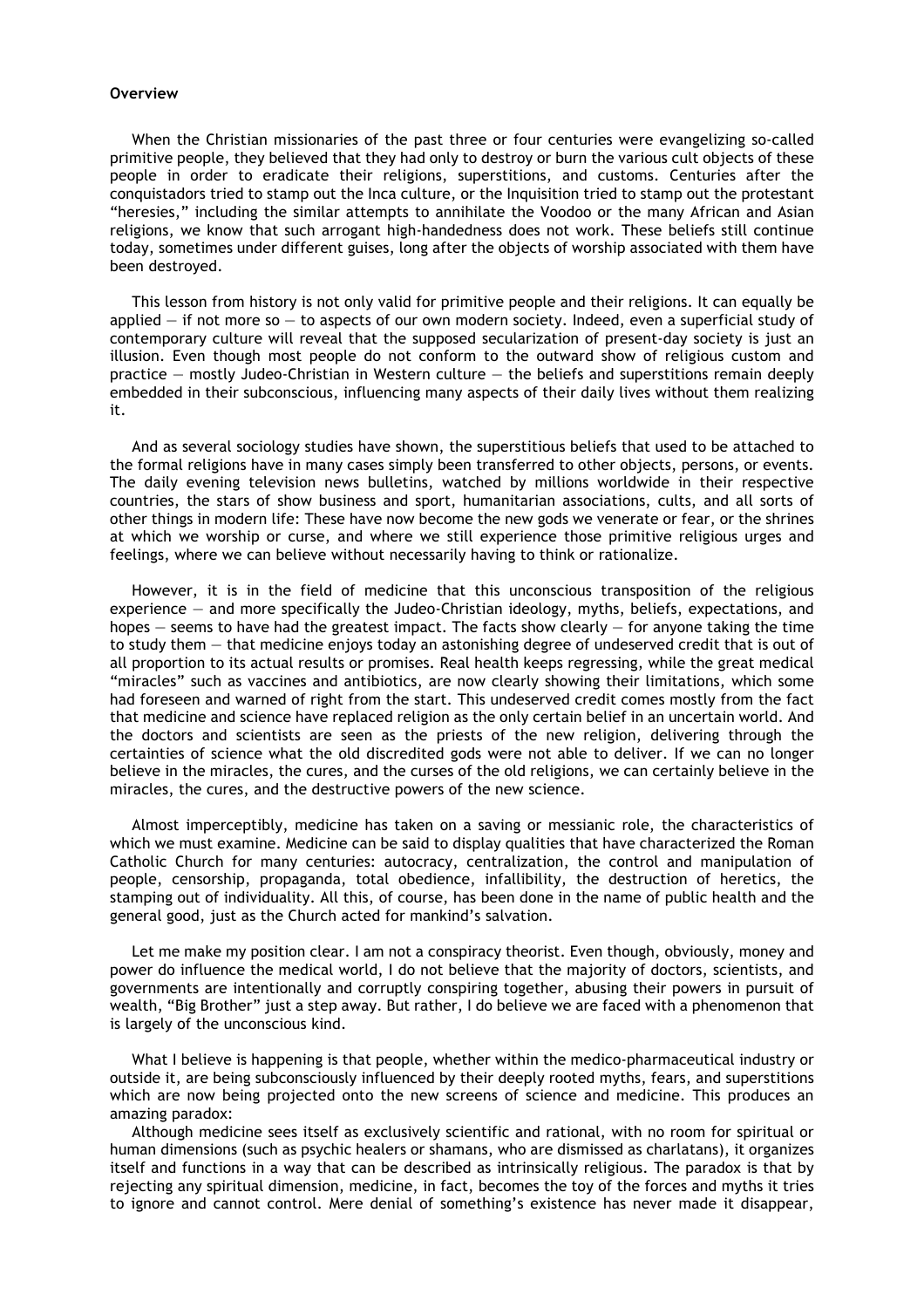**Overview**

When the Christian missionaries of the past three or four centuries were evangelizing so-called primitive people, they believed that they had only to destroy or burn the various cult objects of these people in order to eradicate their religions, superstitions, and customs. Centuries after the conquistadors tried to stamp out the Inca culture, or the Inquisition tried to stamp out the protestant "heresies," including the similar attempts to annihilate the Voodoo or the many African and Asian religions, we know that such arrogant high-handedness does not work. These beliefs still continue today, sometimes under different guises, long after the objects of worship associated with them have been destroyed.

This lesson from history is not only valid for primitive people and their religions. It can equally be applied — if not more so — to aspects of our own modern society. Indeed, even a superficial study of contemporary culture will reveal that the supposed secularization of present-day society is just an illusion. Even though most people do not conform to the outward show of religious custom and practice — mostly Judeo-Christian in Western culture — the beliefs and superstitions remain deeply embedded in their subconscious, influencing many aspects of their daily lives without them realizing it.

And as several sociology studies have shown, the superstitious beliefs that used to be attached to the formal religions have in many cases simply been transferred to other objects, persons, or events. The daily evening television news bulletins, watched by millions worldwide in their respective countries, the stars of show business and sport, humanitarian associations, cults, and all sorts of other things in modern life: These have now become the new gods we venerate or fear, or the shrines at which we worship or curse, and where we still experience those primitive religious urges and feelings, where we can believe without necessarily having to think or rationalize.

However, it is in the field of medicine that this unconscious transposition of the religious experience — and more specifically the Judeo-Christian ideology, myths, beliefs, expectations, and hopes — seems to have had the greatest impact. The facts show clearly — for anyone taking the time to study them — that medicine enjoys today an astonishing degree of undeserved credit that is out of all proportion to its actual results or promises. Real health keeps regressing, while the great medical "miracles" such as vaccines and antibiotics, are now clearly showing their limitations, which some had foreseen and warned of right from the start. This undeserved credit comes mostly from the fact that medicine and science have replaced religion as the only certain belief in an uncertain world. And the doctors and scientists are seen as the priests of the new religion, delivering through the certainties of science what the old discredited gods were not able to deliver. If we can no longer believe in the miracles, the cures, and the curses of the old religions, we can certainly believe in the miracles, the cures, and the destructive powers of the new science.

Almost imperceptibly, medicine has taken on a saving or messianic role, the characteristics of which we must examine. Medicine can be said to display qualities that have characterized the Roman Catholic Church for many centuries: autocracy, centralization, the control and manipulation of people, censorship, propaganda, total obedience, infallibility, the destruction of heretics, the stamping out of individuality. All this, of course, has been done in the name of public health and the general good, just as the Church acted for mankind's salvation.

Let me make my position clear. I am not a conspiracy theorist. Even though, obviously, money and power do influence the medical world, I do not believe that the majority of doctors, scientists, and governments are intentionally and corruptly conspiring together, abusing their powers in pursuit of wealth, "Big Brother" just a step away. But rather, I do believe we are faced with a phenomenon that is largely of the unconscious kind.

What I believe is happening is that people, whether within the medico-pharmaceutical industry or outside it, are being subconsciously influenced by their deeply rooted myths, fears, and superstitions which are now being projected onto the new screens of science and medicine. This produces an amazing paradox:

Although medicine sees itself as exclusively scientific and rational, with no room for spiritual or human dimensions (such as psychic healers or shamans, who are dismissed as charlatans), it organizes itself and functions in a way that can be described as intrinsically religious. The paradox is that by rejecting any spiritual dimension, medicine, in fact, becomes the toy of the forces and myths it tries to ignore and cannot control. Mere denial of something's existence has never made it disappear,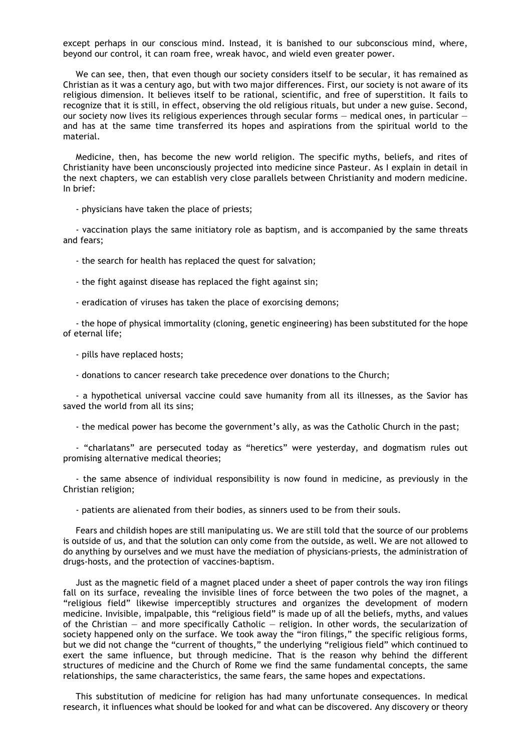except perhaps in our conscious mind. Instead, it is banished to our subconscious mind, where, beyond our control, it can roam free, wreak havoc, and wield even greater power.

We can see, then, that even though our society considers itself to be secular, it has remained as Christian as it was a century ago, but with two major differences. First, our society is not aware of its religious dimension. It believes itself to be rational, scientific, and free of superstition. It fails to recognize that it is still, in effect, observing the old religious rituals, but under a new guise. Second, our society now lives its religious experiences through secular forms — medical ones, in particular — and has at the same time transferred its hopes and aspirations from the spiritual world to the material.

Medicine, then, has become the new world religion. The specific myths, beliefs, and rites of Christianity have been unconsciously projected into medicine since Pasteur. As I explain in detail in the next chapters, we can establish very close parallels between Christianity and modern medicine. In brief:

- physicians have taken the place of priests;

- vaccination plays the same initiatory role as baptism, and is accompanied by the same threats and fears;

- the search for health has replaced the quest for salvation;

- the fight against disease has replaced the fight against sin;

- eradication of viruses has taken the place of exorcising demons;

- the hope of physical immortality (cloning, genetic engineering) has been substituted for the hope of eternal life;

- pills have replaced hosts;

- donations to cancer research take precedence over donations to the Church;

- a hypothetical universal vaccine could save humanity from all its illnesses, as the Savior has saved the world from all its sins;

- the medical power has become the government's ally, as was the Catholic Church in the past;

- "charlatans" are persecuted today as "heretics" were yesterday, and dogmatism rules out promising alternative medical theories;

- the same absence of individual responsibility is now found in medicine, as previously in the Christian religion;

- patients are alienated from their bodies, as sinners used to be from their souls.

Fears and childish hopes are still manipulating us. We are still told that the source of our problems is outside of us, and that the solution can only come from the outside, as well. We are not allowed to do anything by ourselves and we must have the mediation of physicians-priests, the administration of drugs-hosts, and the protection of vaccines-baptism.

Just as the magnetic field of a magnet placed under a sheet of paper controls the way iron filings fall on its surface, revealing the invisible lines of force between the two poles of the magnet, a "religious field" likewise imperceptibly structures and organizes the development of modern medicine. Invisible, impalpable, this "religious field" is made up of all the beliefs, myths, and values of the Christian — and more specifically Catholic — religion. In other words, the secularization of society happened only on the surface. We took away the "iron filings," the specific religious forms, but we did not change the "current of thoughts," the underlying "religious field" which continued to exert the same influence, but through medicine. That is the reason why behind the different structures of medicine and the Church of Rome we find the same fundamental concepts, the same relationships, the same characteristics, the same fears, the same hopes and expectations.

This substitution of medicine for religion has had many unfortunate consequences. In medical research, it influences what should be looked for and what can be discovered. Any discovery or theory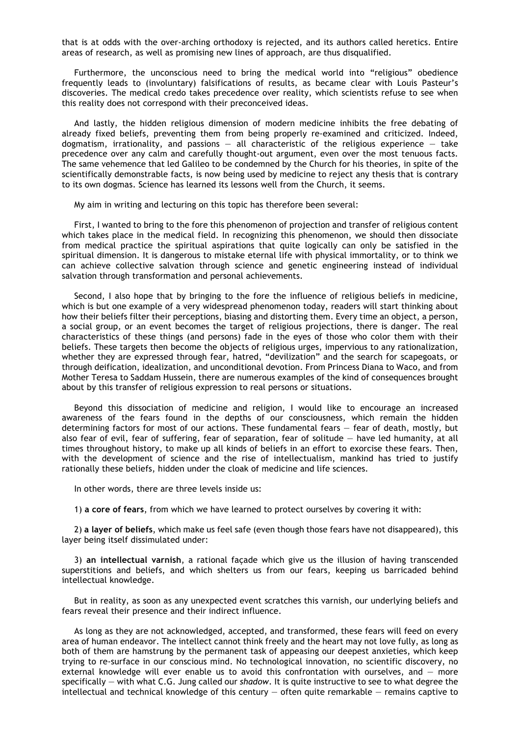that is at odds with the over-arching orthodoxy is rejected, and its authors called heretics. Entire areas of research, as well as promising new lines of approach, are thus disqualified.

Furthermore, the unconscious need to bring the medical world into "religious" obedience frequently leads to (involuntary) falsifications of results, as became clear with Louis Pasteur's discoveries. The medical credo takes precedence over reality, which scientists refuse to see when this reality does not correspond with their preconceived ideas.

And lastly, the hidden religious dimension of modern medicine inhibits the free debating of already fixed beliefs, preventing them from being properly re-examined and criticized. Indeed, dogmatism, irrationality, and passions — all characteristic of the religious experience — take precedence over any calm and carefully thought-out argument, even over the most tenuous facts. The same vehemence that led Galileo to be condemned by the Church for his theories, in spite of the scientifically demonstrable facts, is now being used by medicine to reject any thesis that is contrary to its own dogmas. Science has learned its lessons well from the Church, it seems.

My aim in writing and lecturing on this topic has therefore been several:

First, I wanted to bring to the fore this phenomenon of projection and transfer of religious content which takes place in the medical field. In recognizing this phenomenon, we should then dissociate from medical practice the spiritual aspirations that quite logically can only be satisfied in the spiritual dimension. It is dangerous to mistake eternal life with physical immortality, or to think we can achieve collective salvation through science and genetic engineering instead of individual salvation through transformation and personal achievements.

Second, I also hope that by bringing to the fore the influence of religious beliefs in medicine, which is but one example of a very widespread phenomenon today, readers will start thinking about how their beliefs filter their perceptions, biasing and distorting them. Every time an object, a person, a social group, or an event becomes the target of religious projections, there is danger. The real characteristics of these things (and persons) fade in the eyes of those who color them with their beliefs. These targets then become the objects of religious urges, impervious to any rationalization, whether they are expressed through fear, hatred, "devilization" and the search for scapegoats, or through deification, idealization, and unconditional devotion. From Princess Diana to Waco, and from Mother Teresa to Saddam Hussein, there are numerous examples of the kind of consequences brought about by this transfer of religious expression to real persons or situations.

Beyond this dissociation of medicine and religion, I would like to encourage an increased awareness of the fears found in the depths of our consciousness, which remain the hidden determining factors for most of our actions. These fundamental fears — fear of death, mostly, but also fear of evil, fear of suffering, fear of separation, fear of solitude — have led humanity, at all times throughout history, to make up all kinds of beliefs in an effort to exorcise these fears. Then, with the development of science and the rise of intellectualism, mankind has tried to justify rationally these beliefs, hidden under the cloak of medicine and life sciences.

In other words, there are three levels inside us:

1) **a core of fears**, from which we have learned to protect ourselves by covering it with:

2) **a layer of beliefs**, which make us feel safe (even though those fears have not disappeared), this layer being itself dissimulated under:

3) **an intellectual varnish**, a rational façade which give us the illusion of having transcended superstitions and beliefs, and which shelters us from our fears, keeping us barricaded behind intellectual knowledge.

But in reality, as soon as any unexpected event scratches this varnish, our underlying beliefs and fears reveal their presence and their indirect influence.

As long as they are not acknowledged, accepted, and transformed, these fears will feed on every area of human endeavor. The intellect cannot think freely and the heart may not love fully, as long as both of them are hamstrung by the permanent task of appeasing our deepest anxieties, which keep trying to re-surface in our conscious mind. No technological innovation, no scientific discovery, no external knowledge will ever enable us to avoid this confrontation with ourselves, and — more specifically — with what C.G. Jung called our *shadow*. It is quite instructive to see to what degree the intellectual and technical knowledge of this century — often quite remarkable — remains captive to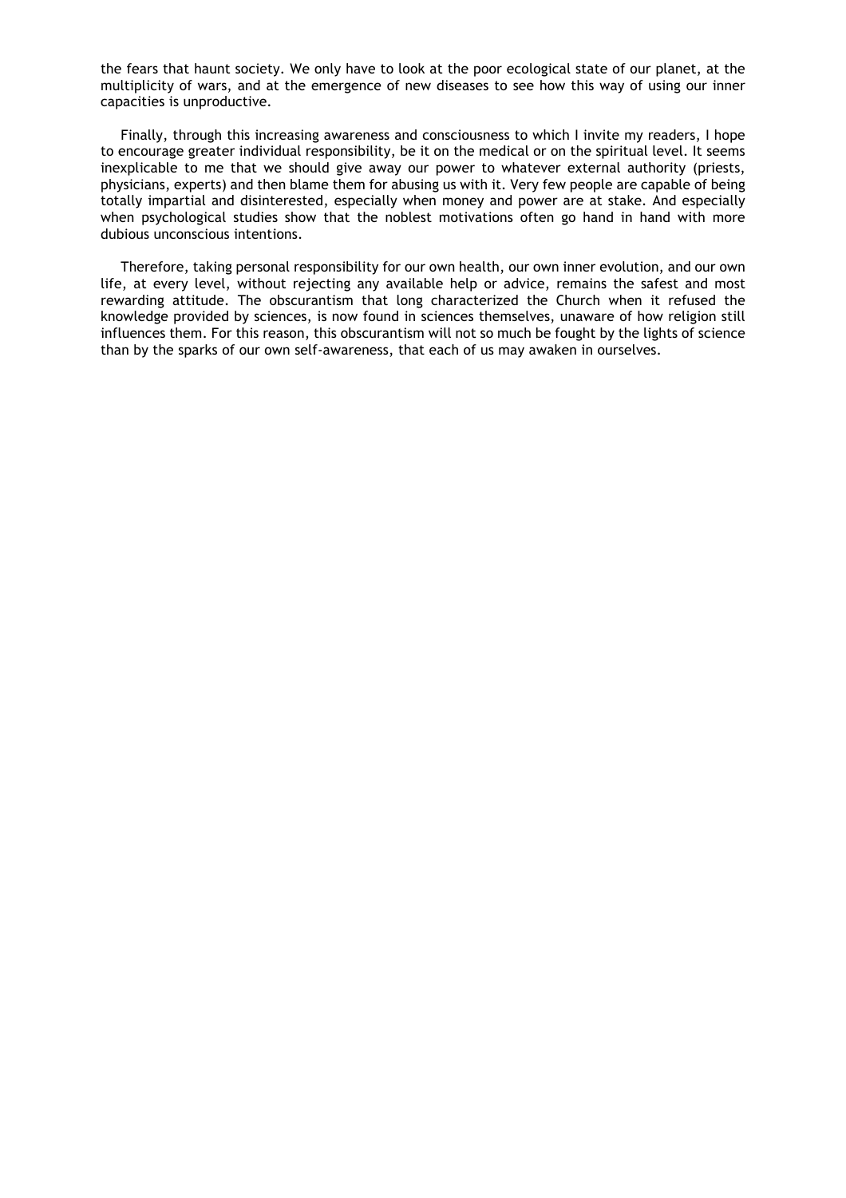the fears that haunt society. We only have to look at the poor ecological state of our planet, at the multiplicity of wars, and at the emergence of new diseases to see how this way of using our inner capacities is unproductive.

Finally, through this increasing awareness and consciousness to which I invite my readers, I hope to encourage greater individual responsibility, be it on the medical or on the spiritual level. It seems inexplicable to me that we should give away our power to whatever external authority (priests, physicians, experts) and then blame them for abusing us with it. Very few people are capable of being totally impartial and disinterested, especially when money and power are at stake. And especially when psychological studies show that the noblest motivations often go hand in hand with more dubious unconscious intentions.

Therefore, taking personal responsibility for our own health, our own inner evolution, and our own life, at every level, without rejecting any available help or advice, remains the safest and most rewarding attitude. The obscurantism that long characterized the Church when it refused the knowledge provided by sciences, is now found in sciences themselves, unaware of how religion still influences them. For this reason, this obscurantism will not so much be fought by the lights of science than by the sparks of our own self-awareness, that each of us may awaken in ourselves.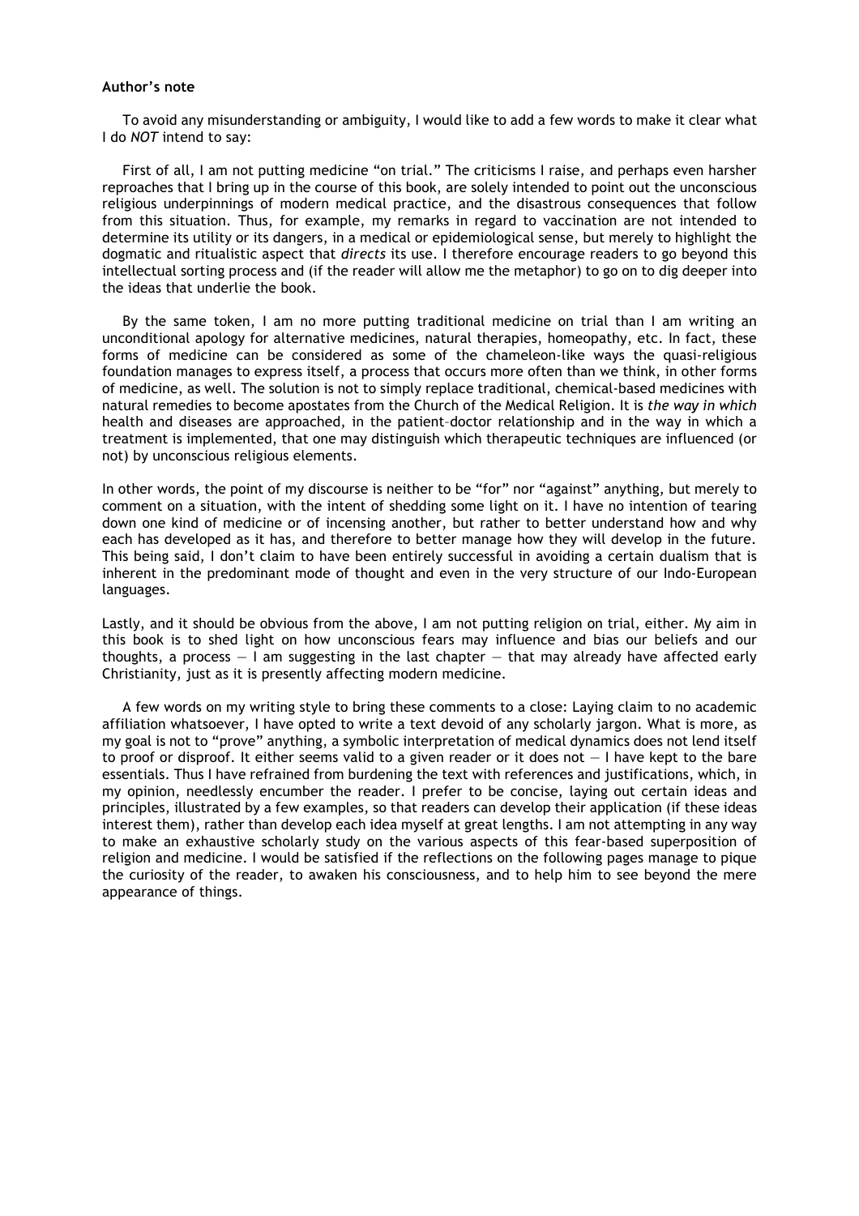**Author's note**

To avoid any misunderstanding or ambiguity, I would like to add a few words to make it clear what I do *NOT* intend to say:

First of all, I am not putting medicine "on trial." The criticisms I raise, and perhaps even harsher reproaches that I bring up in the course of this book, are solely intended to point out the unconscious religious underpinnings of modern medical practice, and the disastrous consequences that follow from this situation. Thus, for example, my remarks in regard to vaccination are not intended to determine its utility or its dangers, in a medical or epidemiological sense, but merely to highlight the dogmatic and ritualistic aspect that *directs* its use. I therefore encourage readers to go beyond this intellectual sorting process and (if the reader will allow me the metaphor) to go on to dig deeper into the ideas that underlie the book.

By the same token, I am no more putting traditional medicine on trial than I am writing an unconditional apology for alternative medicines, natural therapies, homeopathy, etc. In fact, these forms of medicine can be considered as some of the chameleon-like ways the quasi-religious foundation manages to express itself, a process that occurs more often than we think, in other forms of medicine, as well. The solution is not to simply replace traditional, chemical-based medicines with natural remedies to become apostates from the Church of the Medical Religion. It is *the way in which* health and diseases are approached, in the patient–doctor relationship and in the way in which a treatment is implemented, that one may distinguish which therapeutic techniques are influenced (or not) by unconscious religious elements.

In other words, the point of my discourse is neither to be "for" nor "against" anything, but merely to comment on a situation, with the intent of shedding some light on it. I have no intention of tearing down one kind of medicine or of incensing another, but rather to better understand how and why each has developed as it has, and therefore to better manage how they will develop in the future. This being said, I don't claim to have been entirely successful in avoiding a certain dualism that is inherent in the predominant mode of thought and even in the very structure of our Indo-European languages.

Lastly, and it should be obvious from the above, I am not putting religion on trial, either. My aim in this book is to shed light on how unconscious fears may influence and bias our beliefs and our thoughts, a process — I am suggesting in the last chapter — that may already have affected early Christianity, just as it is presently affecting modern medicine.

A few words on my writing style to bring these comments to a close: Laying claim to no academic affiliation whatsoever, I have opted to write a text devoid of any scholarly jargon. What is more, as my goal is not to "prove" anything, a symbolic interpretation of medical dynamics does not lend itself to proof or disproof. It either seems valid to a given reader or it does not — I have kept to the bare essentials. Thus I have refrained from burdening the text with references and justifications, which, in my opinion, needlessly encumber the reader. I prefer to be concise, laying out certain ideas and principles, illustrated by a few examples, so that readers can develop their application (if these ideas interest them), rather than develop each idea myself at great lengths. I am not attempting in any way to make an exhaustive scholarly study on the various aspects of this fear-based superposition of religion and medicine. I would be satisfied if the reflections on the following pages manage to pique the curiosity of the reader, to awaken his consciousness, and to help him to see beyond the mere appearance of things.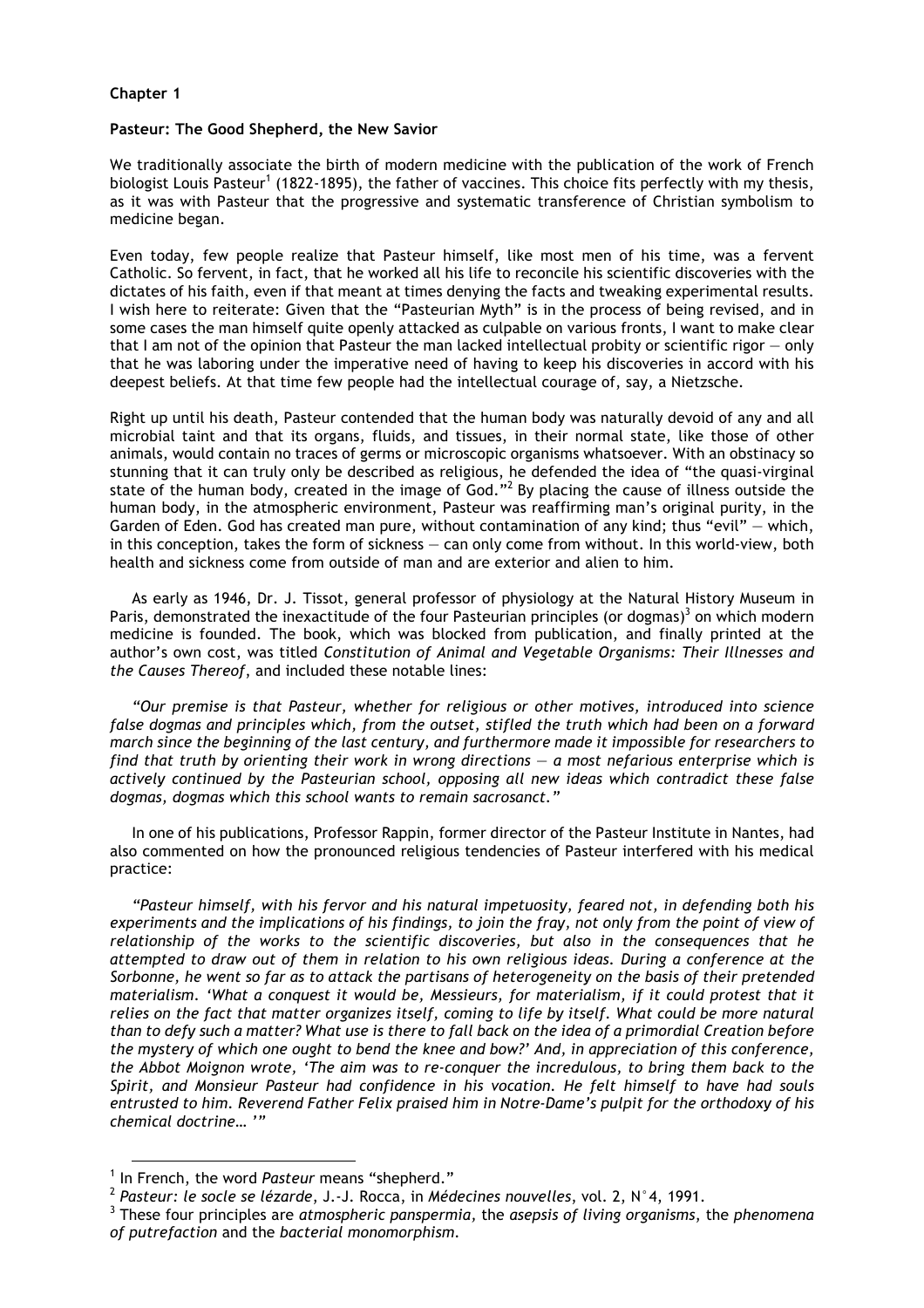**Chapter 1**

**Pasteur: The Good Shepherd, the New Savior**

We traditionally associate the birth of modern medicine with the publication of the work of French biologist Louis Pasteur[1] (1822-1895), the father of vaccines. This choice fits perfectly with my thesis, as it was with Pasteur that the progressive and systematic transference of Christian symbolism to medicine began.

Even today, few people realize that Pasteur himself, like most men of his time, was a fervent Catholic. So fervent, in fact, that he worked all his life to reconcile his scientific discoveries with the dictates of his faith, even if that meant at times denying the facts and tweaking experimental results. I wish here to reiterate: Given that the "Pasteurian Myth" is in the process of being revised, and in some cases the man himself quite openly attacked as culpable on various fronts, I want to make clear that I am not of the opinion that Pasteur the man lacked intellectual probity or scientific rigor — only that he was laboring under the imperative need of having to keep his discoveries in accord with his deepest beliefs. At that time few people had the intellectual courage of, say, a Nietzsche.

Right up until his death, Pasteur contended that the human body was naturally devoid of any and all microbial taint and that its organs, fluids, and tissues, in their normal state, like those of other animals, would contain no traces of germs or microscopic organisms whatsoever. With an obstinacy so stunning that it can truly only be described as religious, he defended the idea of "the quasi-virginal state of the human body, created in the image of God."[2] By placing the cause of illness outside the human body, in the atmospheric environment, Pasteur was reaffirming man's original purity, in the Garden of Eden. God has created man pure, without contamination of any kind; thus "evil" — which, in this conception, takes the form of sickness — can only come from without. In this world-view, both health and sickness come from outside of man and are exterior and alien to him.

As early as 1946, Dr. J. Tissot, general professor of physiology at the Natural History Museum in Paris, demonstrated the inexactitude of the four Pasteurian principles (or dogmas)[3] on which modern medicine is founded. The book, which was blocked from publication, and finally printed at the author's own cost, was titled *Constitution of Animal and Vegetable Organisms: Their Illnesses and the Causes Thereof*, and included these notable lines:

*"Our premise is that Pasteur, whether for religious or other motives, introduced into science false dogmas and principles which, from the outset, stifled the truth which had been on a forward march since the beginning of the last century, and furthermore made it impossible for researchers to find that truth by orienting their work in wrong directions — a most nefarious enterprise which is actively continued by the Pasteurian school, opposing all new ideas which contradict these false dogmas, dogmas which this school wants to remain sacrosanct."*

In one of his publications, Professor Rappin, former director of the Pasteur Institute in Nantes, had also commented on how the pronounced religious tendencies of Pasteur interfered with his medical practice:

*"Pasteur himself, with his fervor and his natural impetuosity, feared not, in defending both his experiments and the implications of his findings, to join the fray, not only from the point of view of relationship of the works to the scientific discoveries, but also in the consequences that he attempted to draw out of them in relation to his own religious ideas. During a conference at the Sorbonne, he went so far as to attack the partisans of heterogeneity on the basis of their pretended materialism. 'What a conquest it would be, Messieurs, for materialism, if it could protest that it relies on the fact that matter organizes itself, coming to life by itself. What could be more natural than to defy such a matter? What use is there to fall back on the idea of a primordial Creation before the mystery of which one ought to bend the knee and bow?' And, in appreciation of this conference, the Abbot Moignon wrote, 'The aim was to re-conquer the incredulous, to bring them back to the Spirit, and Monsieur Pasteur had confidence in his vocation. He felt himself to have had souls entrusted to him. Reverend Father Felix praised him in Notre-Dame's pulpit for the orthodoxy of his chemical doctrine… '"*

---

[1] In French, the word *Pasteur* means "shepherd."

[2] *Pasteur: le socle se lézarde*, J.-J. Rocca, in *Médecines nouvelles*, vol. 2, N°4, 1991.

[3] These four principles are *atmospheric panspermia*, the *asepsis of living organisms*, the *phenomena of putrefaction* and the *bacterial monomorphism*.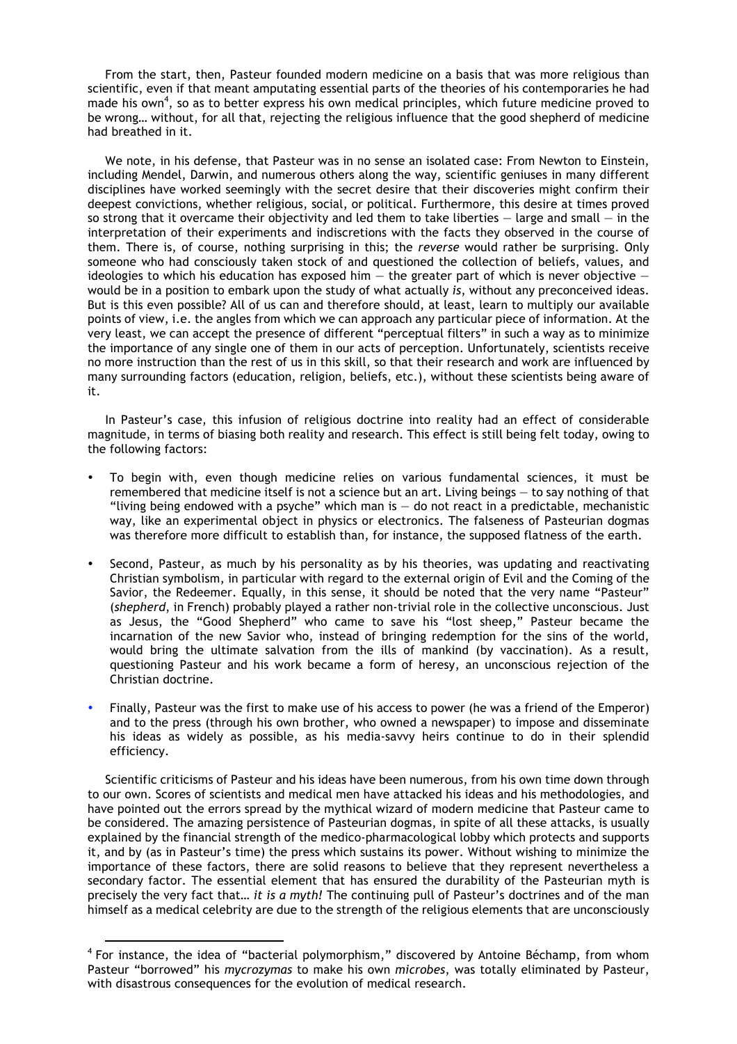From the start, then, Pasteur founded modern medicine on a basis that was more religious than scientific, even if that meant amputating essential parts of the theories of his contemporaries he had made his own[4], so as to better express his own medical principles, which future medicine proved to be wrong… without, for all that, rejecting the religious influence that the good shepherd of medicine had breathed in it.

We note, in his defense, that Pasteur was in no sense an isolated case: From Newton to Einstein, including Mendel, Darwin, and numerous others along the way, scientific geniuses in many different disciplines have worked seemingly with the secret desire that their discoveries might confirm their deepest convictions, whether religious, social, or political. Furthermore, this desire at times proved so strong that it overcame their objectivity and led them to take liberties — large and small — in the interpretation of their experiments and indiscretions with the facts they observed in the course of them. There is, of course, nothing surprising in this; the *reverse* would rather be surprising. Only someone who had consciously taken stock of and questioned the collection of beliefs, values, and ideologies to which his education has exposed him — the greater part of which is never objective — would be in a position to embark upon the study of what actually *is*, without any preconceived ideas. But is this even possible? All of us can and therefore should, at least, learn to multiply our available points of view, i.e. the angles from which we can approach any particular piece of information. At the very least, we can accept the presence of different "perceptual filters" in such a way as to minimize the importance of any single one of them in our acts of perception. Unfortunately, scientists receive no more instruction than the rest of us in this skill, so that their research and work are influenced by many surrounding factors (education, religion, beliefs, etc.), without these scientists being aware of it.

In Pasteur's case, this infusion of religious doctrine into reality had an effect of considerable magnitude, in terms of biasing both reality and research. This effect is still being felt today, owing to the following factors:

- To begin with, even though medicine relies on various fundamental sciences, it must be remembered that medicine itself is not a science but an art. Living beings — to say nothing of that "living being endowed with a psyche" which man is — do not react in a predictable, mechanistic way, like an experimental object in physics or electronics. The falseness of Pasteurian dogmas was therefore more difficult to establish than, for instance, the supposed flatness of the earth.
- Second, Pasteur, as much by his personality as by his theories, was updating and reactivating Christian symbolism, in particular with regard to the external origin of Evil and the Coming of the Savior, the Redeemer. Equally, in this sense, it should be noted that the very name "Pasteur" (*shepherd*, in French) probably played a rather non-trivial role in the collective unconscious. Just as Jesus, the "Good Shepherd" who came to save his "lost sheep," Pasteur became the incarnation of the new Savior who, instead of bringing redemption for the sins of the world, would bring the ultimate salvation from the ills of mankind (by vaccination). As a result, questioning Pasteur and his work became a form of heresy, an unconscious rejection of the Christian doctrine.
- Finally, Pasteur was the first to make use of his access to power (he was a friend of the Emperor) and to the press (through his own brother, who owned a newspaper) to impose and disseminate his ideas as widely as possible, as his media-savvy heirs continue to do in their splendid efficiency.

Scientific criticisms of Pasteur and his ideas have been numerous, from his own time down through to our own. Scores of scientists and medical men have attacked his ideas and his methodologies, and have pointed out the errors spread by the mythical wizard of modern medicine that Pasteur came to be considered. The amazing persistence of Pasteurian dogmas, in spite of all these attacks, is usually explained by the financial strength of the medico-pharmacological lobby which protects and supports it, and by (as in Pasteur's time) the press which sustains its power. Without wishing to minimize the importance of these factors, there are solid reasons to believe that they represent nevertheless a secondary factor. The essential element that has ensured the durability of the Pasteurian myth is precisely the very fact that… *it is a myth!* The continuing pull of Pasteur's doctrines and of the man himself as a medical celebrity are due to the strength of the religious elements that are unconsciously

[4] For instance, the idea of "bacterial polymorphism," discovered by Antoine Béchamp, from whom Pasteur "borrowed" his *mycrozymas* to make his own *microbes*, was totally eliminated by Pasteur, with disastrous consequences for the evolution of medical research.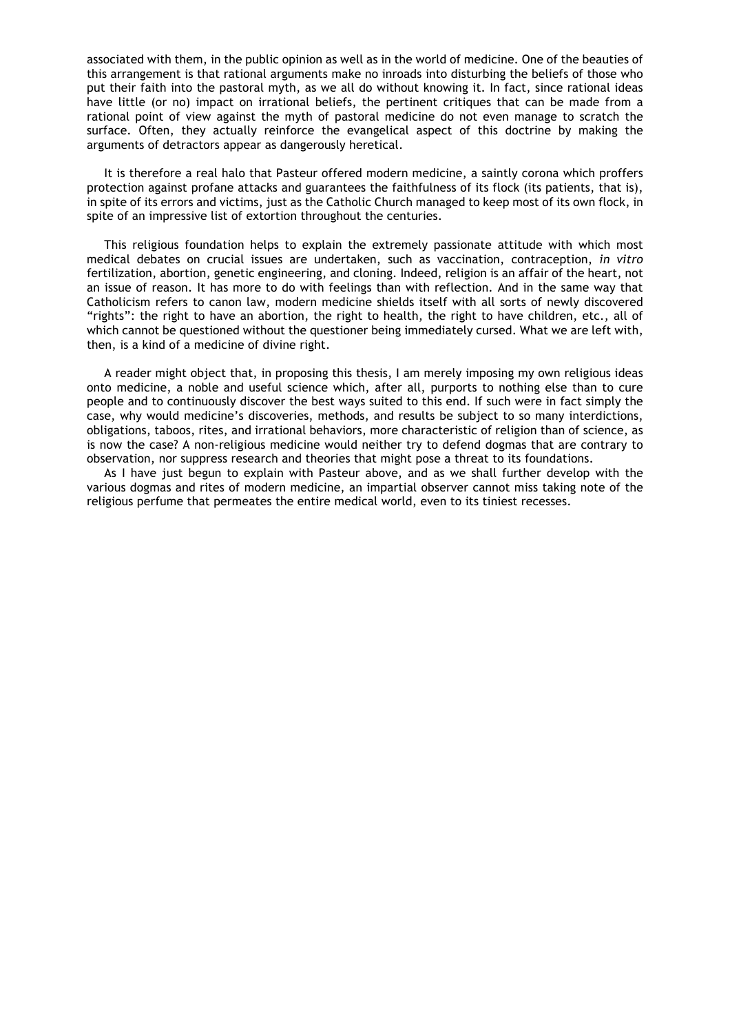associated with them, in the public opinion as well as in the world of medicine. One of the beauties of this arrangement is that rational arguments make no inroads into disturbing the beliefs of those who put their faith into the pastoral myth, as we all do without knowing it. In fact, since rational ideas have little (or no) impact on irrational beliefs, the pertinent critiques that can be made from a rational point of view against the myth of pastoral medicine do not even manage to scratch the surface. Often, they actually reinforce the evangelical aspect of this doctrine by making the arguments of detractors appear as dangerously heretical.

It is therefore a real halo that Pasteur offered modern medicine, a saintly corona which proffers protection against profane attacks and guarantees the faithfulness of its flock (its patients, that is), in spite of its errors and victims, just as the Catholic Church managed to keep most of its own flock, in spite of an impressive list of extortion throughout the centuries.

This religious foundation helps to explain the extremely passionate attitude with which most medical debates on crucial issues are undertaken, such as vaccination, contraception, *in vitro* fertilization, abortion, genetic engineering, and cloning. Indeed, religion is an affair of the heart, not an issue of reason. It has more to do with feelings than with reflection. And in the same way that Catholicism refers to canon law, modern medicine shields itself with all sorts of newly discovered "rights": the right to have an abortion, the right to health, the right to have children, etc., all of which cannot be questioned without the questioner being immediately cursed. What we are left with, then, is a kind of a medicine of divine right.

A reader might object that, in proposing this thesis, I am merely imposing my own religious ideas onto medicine, a noble and useful science which, after all, purports to nothing else than to cure people and to continuously discover the best ways suited to this end. If such were in fact simply the case, why would medicine's discoveries, methods, and results be subject to so many interdictions, obligations, taboos, rites, and irrational behaviors, more characteristic of religion than of science, as is now the case? A non-religious medicine would neither try to defend dogmas that are contrary to observation, nor suppress research and theories that might pose a threat to its foundations.

As I have just begun to explain with Pasteur above, and as we shall further develop with the various dogmas and rites of modern medicine, an impartial observer cannot miss taking note of the religious perfume that permeates the entire medical world, even to its tiniest recesses.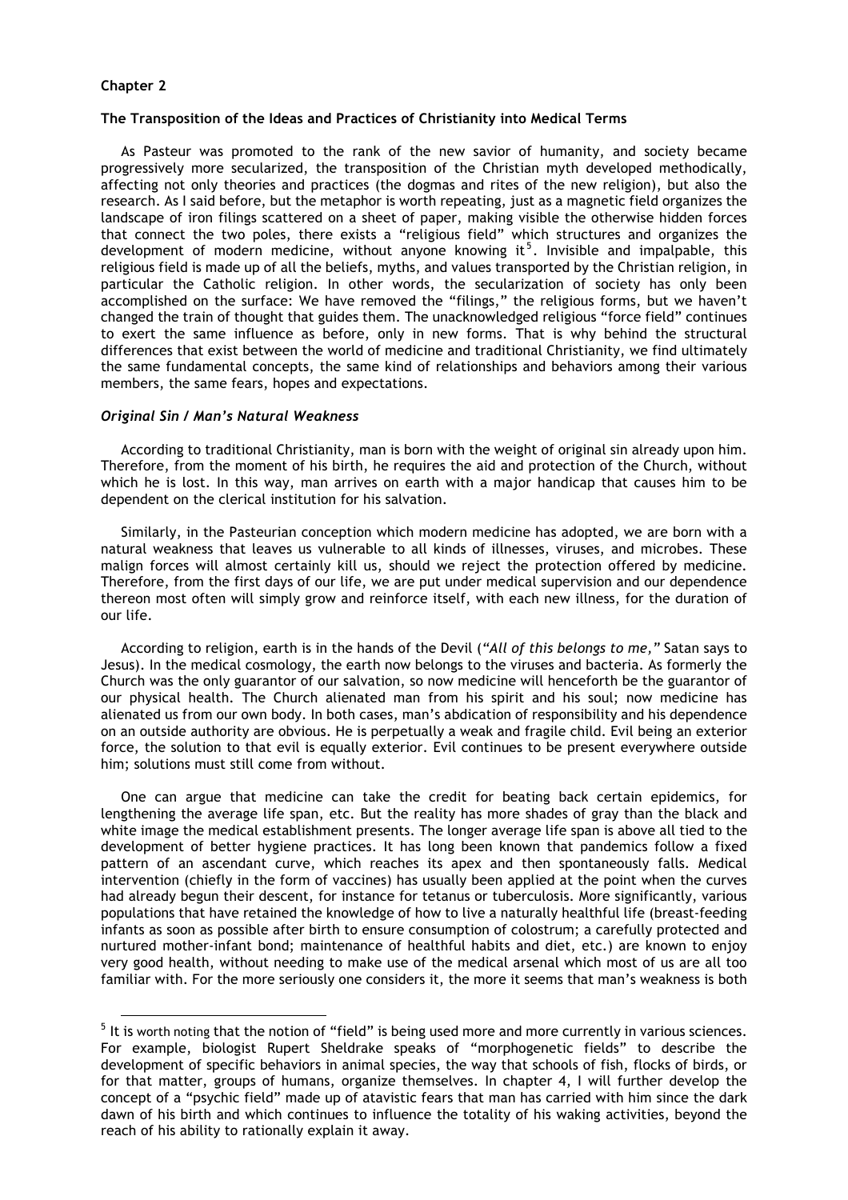**Chapter 2**

**The Transposition of the Ideas and Practices of Christianity into Medical Terms**

As Pasteur was promoted to the rank of the new savior of humanity, and society became progressively more secularized, the transposition of the Christian myth developed methodically, affecting not only theories and practices (the dogmas and rites of the new religion), but also the research. As I said before, but the metaphor is worth repeating, just as a magnetic field organizes the landscape of iron filings scattered on a sheet of paper, making visible the otherwise hidden forces that connect the two poles, there exists a "religious field" which structures and organizes the development of modern medicine, without anyone knowing it[5]. Invisible and impalpable, this religious field is made up of all the beliefs, myths, and values transported by the Christian religion, in particular the Catholic religion. In other words, the secularization of society has only been accomplished on the surface: We have removed the "filings," the religious forms, but we haven't changed the train of thought that guides them. The unacknowledged religious "force field" continues to exert the same influence as before, only in new forms. That is why behind the structural differences that exist between the world of medicine and traditional Christianity, we find ultimately the same fundamental concepts, the same kind of relationships and behaviors among their various members, the same fears, hopes and expectations.

***Original Sin / Man's Natural Weakness***

According to traditional Christianity, man is born with the weight of original sin already upon him. Therefore, from the moment of his birth, he requires the aid and protection of the Church, without which he is lost. In this way, man arrives on earth with a major handicap that causes him to be dependent on the clerical institution for his salvation.

Similarly, in the Pasteurian conception which modern medicine has adopted, we are born with a natural weakness that leaves us vulnerable to all kinds of illnesses, viruses, and microbes. These malign forces will almost certainly kill us, should we reject the protection offered by medicine. Therefore, from the first days of our life, we are put under medical supervision and our dependence thereon most often will simply grow and reinforce itself, with each new illness, for the duration of our life.

According to religion, earth is in the hands of the Devil (*"All of this belongs to me,"* Satan says to Jesus). In the medical cosmology, the earth now belongs to the viruses and bacteria. As formerly the Church was the only guarantor of our salvation, so now medicine will henceforth be the guarantor of our physical health. The Church alienated man from his spirit and his soul; now medicine has alienated us from our own body. In both cases, man's abdication of responsibility and his dependence on an outside authority are obvious. He is perpetually a weak and fragile child. Evil being an exterior force, the solution to that evil is equally exterior. Evil continues to be present everywhere outside him; solutions must still come from without.

One can argue that medicine can take the credit for beating back certain epidemics, for lengthening the average life span, etc. But the reality has more shades of gray than the black and white image the medical establishment presents. The longer average life span is above all tied to the development of better hygiene practices. It has long been known that pandemics follow a fixed pattern of an ascendant curve, which reaches its apex and then spontaneously falls. Medical intervention (chiefly in the form of vaccines) has usually been applied at the point when the curves had already begun their descent, for instance for tetanus or tuberculosis. More significantly, various populations that have retained the knowledge of how to live a naturally healthful life (breast-feeding infants as soon as possible after birth to ensure consumption of colostrum; a carefully protected and nurtured mother-infant bond; maintenance of healthful habits and diet, etc.) are known to enjoy very good health, without needing to make use of the medical arsenal which most of us are all too familiar with. For the more seriously one considers it, the more it seems that man's weakness is both

[5] It is worth noting that the notion of "field" is being used more and more currently in various sciences. For example, biologist Rupert Sheldrake speaks of "morphogenetic fields" to describe the development of specific behaviors in animal species, the way that schools of fish, flocks of birds, or for that matter, groups of humans, organize themselves. In chapter 4, I will further develop the concept of a "psychic field" made up of atavistic fears that man has carried with him since the dark dawn of his birth and which continues to influence the totality of his waking activities, beyond the reach of his ability to rationally explain it away.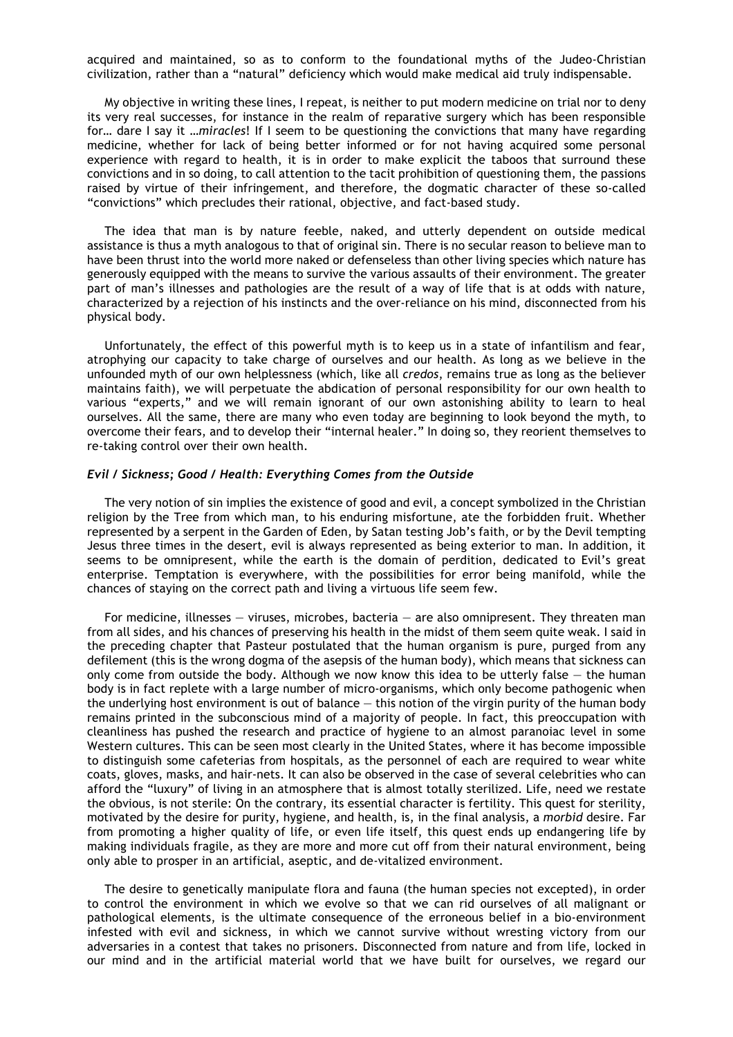acquired and maintained, so as to conform to the foundational myths of the Judeo-Christian civilization, rather than a "natural" deficiency which would make medical aid truly indispensable.

My objective in writing these lines, I repeat, is neither to put modern medicine on trial nor to deny its very real successes, for instance in the realm of reparative surgery which has been responsible for… dare I say it …*miracles*! If I seem to be questioning the convictions that many have regarding medicine, whether for lack of being better informed or for not having acquired some personal experience with regard to health, it is in order to make explicit the taboos that surround these convictions and in so doing, to call attention to the tacit prohibition of questioning them, the passions raised by virtue of their infringement, and therefore, the dogmatic character of these so-called "convictions" which precludes their rational, objective, and fact-based study.

The idea that man is by nature feeble, naked, and utterly dependent on outside medical assistance is thus a myth analogous to that of original sin. There is no secular reason to believe man to have been thrust into the world more naked or defenseless than other living species which nature has generously equipped with the means to survive the various assaults of their environment. The greater part of man's illnesses and pathologies are the result of a way of life that is at odds with nature, characterized by a rejection of his instincts and the over-reliance on his mind, disconnected from his physical body.

Unfortunately, the effect of this powerful myth is to keep us in a state of infantilism and fear, atrophying our capacity to take charge of ourselves and our health. As long as we believe in the unfounded myth of our own helplessness (which, like all *credos*, remains true as long as the believer maintains faith), we will perpetuate the abdication of personal responsibility for our own health to various "experts," and we will remain ignorant of our own astonishing ability to learn to heal ourselves. All the same, there are many who even today are beginning to look beyond the myth, to overcome their fears, and to develop their "internal healer." In doing so, they reorient themselves to re-taking control over their own health.

### *Evil / Sickness; Good / Health: Everything Comes from the Outside*

The very notion of sin implies the existence of good and evil, a concept symbolized in the Christian religion by the Tree from which man, to his enduring misfortune, ate the forbidden fruit. Whether represented by a serpent in the Garden of Eden, by Satan testing Job's faith, or by the Devil tempting Jesus three times in the desert, evil is always represented as being exterior to man. In addition, it seems to be omnipresent, while the earth is the domain of perdition, dedicated to Evil's great enterprise. Temptation is everywhere, with the possibilities for error being manifold, while the chances of staying on the correct path and living a virtuous life seem few.

For medicine, illnesses — viruses, microbes, bacteria — are also omnipresent. They threaten man from all sides, and his chances of preserving his health in the midst of them seem quite weak. I said in the preceding chapter that Pasteur postulated that the human organism is pure, purged from any defilement (this is the wrong dogma of the asepsis of the human body), which means that sickness can only come from outside the body. Although we now know this idea to be utterly false — the human body is in fact replete with a large number of micro-organisms, which only become pathogenic when the underlying host environment is out of balance — this notion of the virgin purity of the human body remains printed in the subconscious mind of a majority of people. In fact, this preoccupation with cleanliness has pushed the research and practice of hygiene to an almost paranoiac level in some Western cultures. This can be seen most clearly in the United States, where it has become impossible to distinguish some cafeterias from hospitals, as the personnel of each are required to wear white coats, gloves, masks, and hair-nets. It can also be observed in the case of several celebrities who can afford the "luxury" of living in an atmosphere that is almost totally sterilized. Life, need we restate the obvious, is not sterile: On the contrary, its essential character is fertility. This quest for sterility, motivated by the desire for purity, hygiene, and health, is, in the final analysis, a *morbid* desire. Far from promoting a higher quality of life, or even life itself, this quest ends up endangering life by making individuals fragile, as they are more and more cut off from their natural environment, being only able to prosper in an artificial, aseptic, and de-vitalized environment.

The desire to genetically manipulate flora and fauna (the human species not excepted), in order to control the environment in which we evolve so that we can rid ourselves of all malignant or pathological elements, is the ultimate consequence of the erroneous belief in a bio-environment infested with evil and sickness, in which we cannot survive without wresting victory from our adversaries in a contest that takes no prisoners. Disconnected from nature and from life, locked in our mind and in the artificial material world that we have built for ourselves, we regard our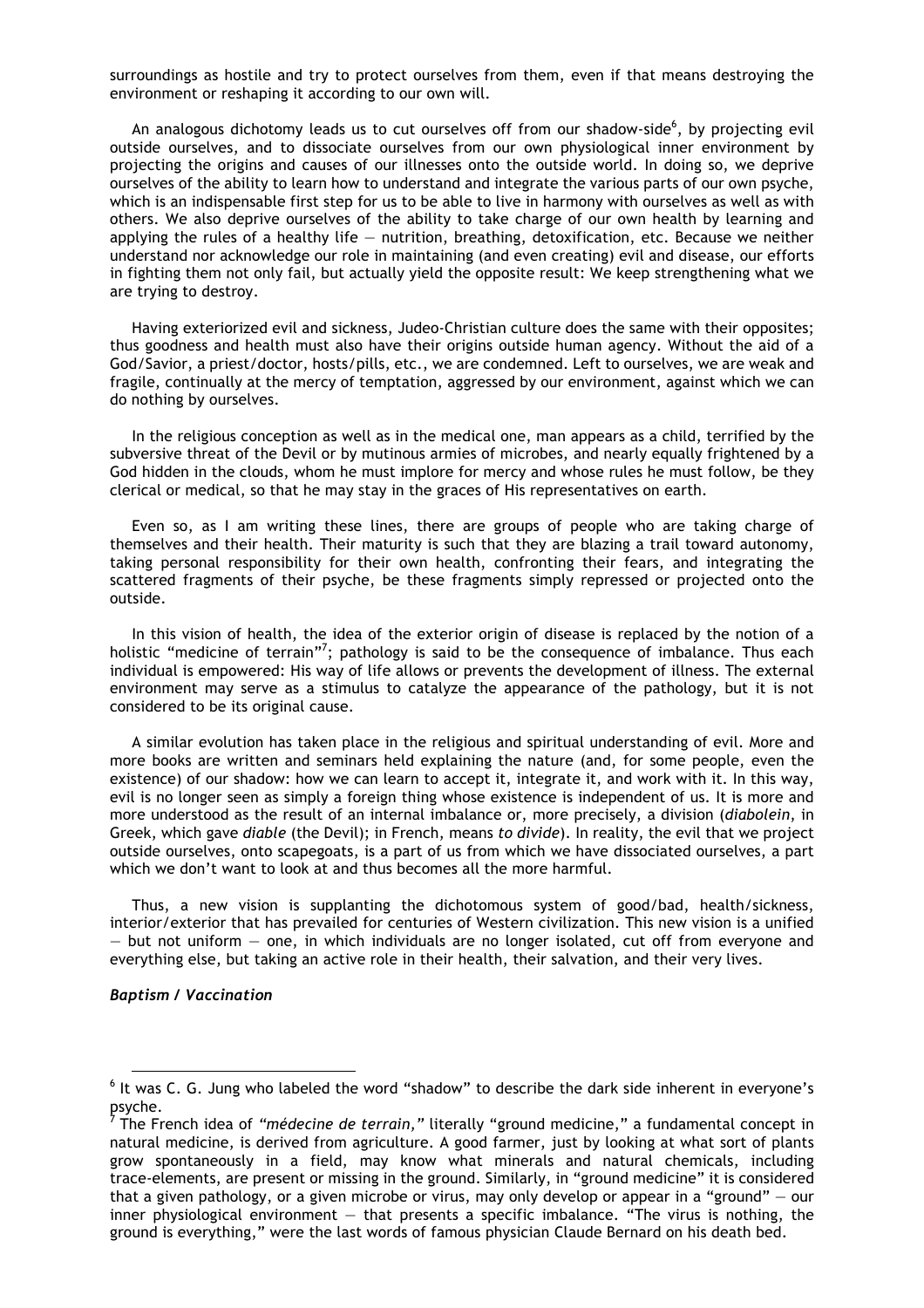surroundings as hostile and try to protect ourselves from them, even if that means destroying the environment or reshaping it according to our own will.

An analogous dichotomy leads us to cut ourselves off from our shadow-side[6], by projecting evil outside ourselves, and to dissociate ourselves from our own physiological inner environment by projecting the origins and causes of our illnesses onto the outside world. In doing so, we deprive ourselves of the ability to learn how to understand and integrate the various parts of our own psyche, which is an indispensable first step for us to be able to live in harmony with ourselves as well as with others. We also deprive ourselves of the ability to take charge of our own health by learning and applying the rules of a healthy life — nutrition, breathing, detoxification, etc. Because we neither understand nor acknowledge our role in maintaining (and even creating) evil and disease, our efforts in fighting them not only fail, but actually yield the opposite result: We keep strengthening what we are trying to destroy.

Having exteriorized evil and sickness, Judeo-Christian culture does the same with their opposites; thus goodness and health must also have their origins outside human agency. Without the aid of a God/Savior, a priest/doctor, hosts/pills, etc., we are condemned. Left to ourselves, we are weak and fragile, continually at the mercy of temptation, aggressed by our environment, against which we can do nothing by ourselves.

In the religious conception as well as in the medical one, man appears as a child, terrified by the subversive threat of the Devil or by mutinous armies of microbes, and nearly equally frightened by a God hidden in the clouds, whom he must implore for mercy and whose rules he must follow, be they clerical or medical, so that he may stay in the graces of His representatives on earth.

Even so, as I am writing these lines, there are groups of people who are taking charge of themselves and their health. Their maturity is such that they are blazing a trail toward autonomy, taking personal responsibility for their own health, confronting their fears, and integrating the scattered fragments of their psyche, be these fragments simply repressed or projected onto the outside.

In this vision of health, the idea of the exterior origin of disease is replaced by the notion of a holistic "medicine of terrain"[7]; pathology is said to be the consequence of imbalance. Thus each individual is empowered: His way of life allows or prevents the development of illness. The external environment may serve as a stimulus to catalyze the appearance of the pathology, but it is not considered to be its original cause.

A similar evolution has taken place in the religious and spiritual understanding of evil. More and more books are written and seminars held explaining the nature (and, for some people, even the existence) of our shadow: how we can learn to accept it, integrate it, and work with it. In this way, evil is no longer seen as simply a foreign thing whose existence is independent of us. It is more and more understood as the result of an internal imbalance or, more precisely, a division (*diabolein*, in Greek, which gave *diable* (the Devil); in French, means *to divide*). In reality, the evil that we project outside ourselves, onto scapegoats, is a part of us from which we have dissociated ourselves, a part which we don't want to look at and thus becomes all the more harmful.

Thus, a new vision is supplanting the dichotomous system of good/bad, health/sickness, interior/exterior that has prevailed for centuries of Western civilization. This new vision is a unified — but not uniform — one, in which individuals are no longer isolated, cut off from everyone and everything else, but taking an active role in their health, their salvation, and their very lives.

***Baptism / Vaccination***

---

[6] It was C. G. Jung who labeled the word "shadow" to describe the dark side inherent in everyone's psyche.

[7] The French idea of *"médecine de terrain,"* literally "ground medicine," a fundamental concept in natural medicine, is derived from agriculture. A good farmer, just by looking at what sort of plants grow spontaneously in a field, may know what minerals and natural chemicals, including trace-elements, are present or missing in the ground. Similarly, in "ground medicine" it is considered that a given pathology, or a given microbe or virus, may only develop or appear in a "ground" — our inner physiological environment — that presents a specific imbalance. "The virus is nothing, the ground is everything," were the last words of famous physician Claude Bernard on his death bed.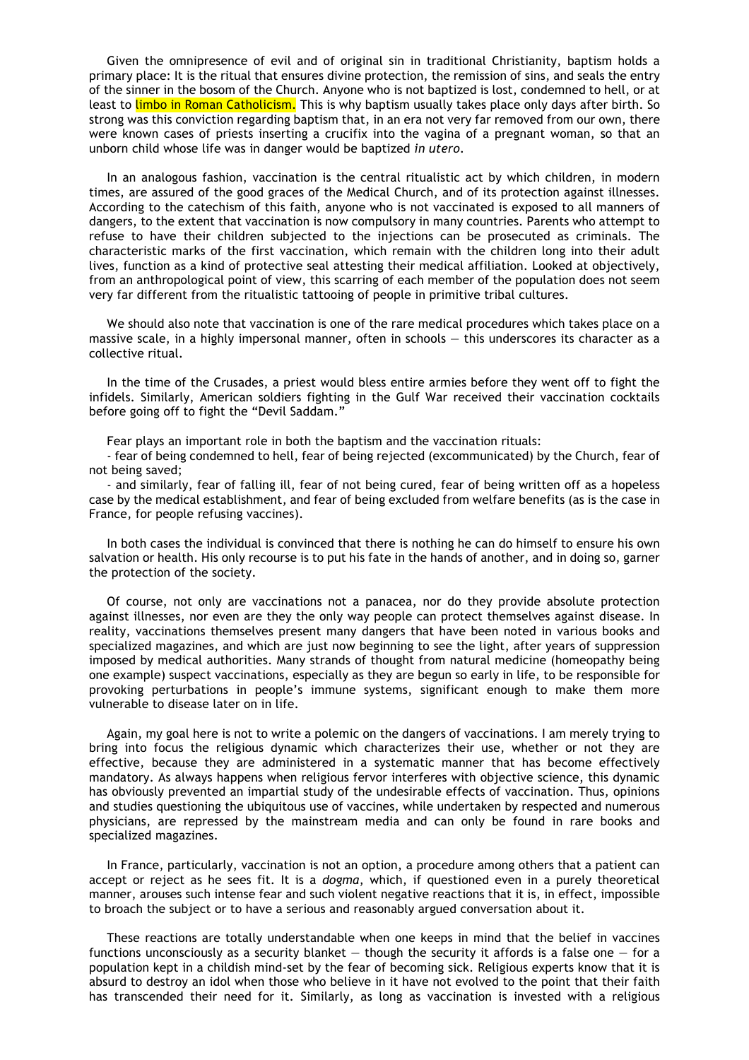Given the omnipresence of evil and of original sin in traditional Christianity, baptism holds a primary place: It is the ritual that ensures divine protection, the remission of sins, and seals the entry of the sinner in the bosom of the Church. Anyone who is not baptized is lost, condemned to hell, or at least to limbo in Roman Catholicism. This is why baptism usually takes place only days after birth. So strong was this conviction regarding baptism that, in an era not very far removed from our own, there were known cases of priests inserting a crucifix into the vagina of a pregnant woman, so that an unborn child whose life was in danger would be baptized *in utero*.

In an analogous fashion, vaccination is the central ritualistic act by which children, in modern times, are assured of the good graces of the Medical Church, and of its protection against illnesses. According to the catechism of this faith, anyone who is not vaccinated is exposed to all manners of dangers, to the extent that vaccination is now compulsory in many countries. Parents who attempt to refuse to have their children subjected to the injections can be prosecuted as criminals. The characteristic marks of the first vaccination, which remain with the children long into their adult lives, function as a kind of protective seal attesting their medical affiliation. Looked at objectively, from an anthropological point of view, this scarring of each member of the population does not seem very far different from the ritualistic tattooing of people in primitive tribal cultures.

We should also note that vaccination is one of the rare medical procedures which takes place on a massive scale, in a highly impersonal manner, often in schools — this underscores its character as a collective ritual.

In the time of the Crusades, a priest would bless entire armies before they went off to fight the infidels. Similarly, American soldiers fighting in the Gulf War received their vaccination cocktails before going off to fight the "Devil Saddam."

Fear plays an important role in both the baptism and the vaccination rituals:

- fear of being condemned to hell, fear of being rejected (excommunicated) by the Church, fear of not being saved;
- and similarly, fear of falling ill, fear of not being cured, fear of being written off as a hopeless case by the medical establishment, and fear of being excluded from welfare benefits (as is the case in France, for people refusing vaccines).

In both cases the individual is convinced that there is nothing he can do himself to ensure his own salvation or health. His only recourse is to put his fate in the hands of another, and in doing so, garner the protection of the society.

Of course, not only are vaccinations not a panacea, nor do they provide absolute protection against illnesses, nor even are they the only way people can protect themselves against disease. In reality, vaccinations themselves present many dangers that have been noted in various books and specialized magazines, and which are just now beginning to see the light, after years of suppression imposed by medical authorities. Many strands of thought from natural medicine (homeopathy being one example) suspect vaccinations, especially as they are begun so early in life, to be responsible for provoking perturbations in people's immune systems, significant enough to make them more vulnerable to disease later on in life.

Again, my goal here is not to write a polemic on the dangers of vaccinations. I am merely trying to bring into focus the religious dynamic which characterizes their use, whether or not they are effective, because they are administered in a systematic manner that has become effectively mandatory. As always happens when religious fervor interferes with objective science, this dynamic has obviously prevented an impartial study of the undesirable effects of vaccination. Thus, opinions and studies questioning the ubiquitous use of vaccines, while undertaken by respected and numerous physicians, are repressed by the mainstream media and can only be found in rare books and specialized magazines.

In France, particularly, vaccination is not an option, a procedure among others that a patient can accept or reject as he sees fit. It is a *dogma*, which, if questioned even in a purely theoretical manner, arouses such intense fear and such violent negative reactions that it is, in effect, impossible to broach the subject or to have a serious and reasonably argued conversation about it.

These reactions are totally understandable when one keeps in mind that the belief in vaccines functions unconsciously as a security blanket — though the security it affords is a false one — for a population kept in a childish mind-set by the fear of becoming sick. Religious experts know that it is absurd to destroy an idol when those who believe in it have not evolved to the point that their faith has transcended their need for it. Similarly, as long as vaccination is invested with a religious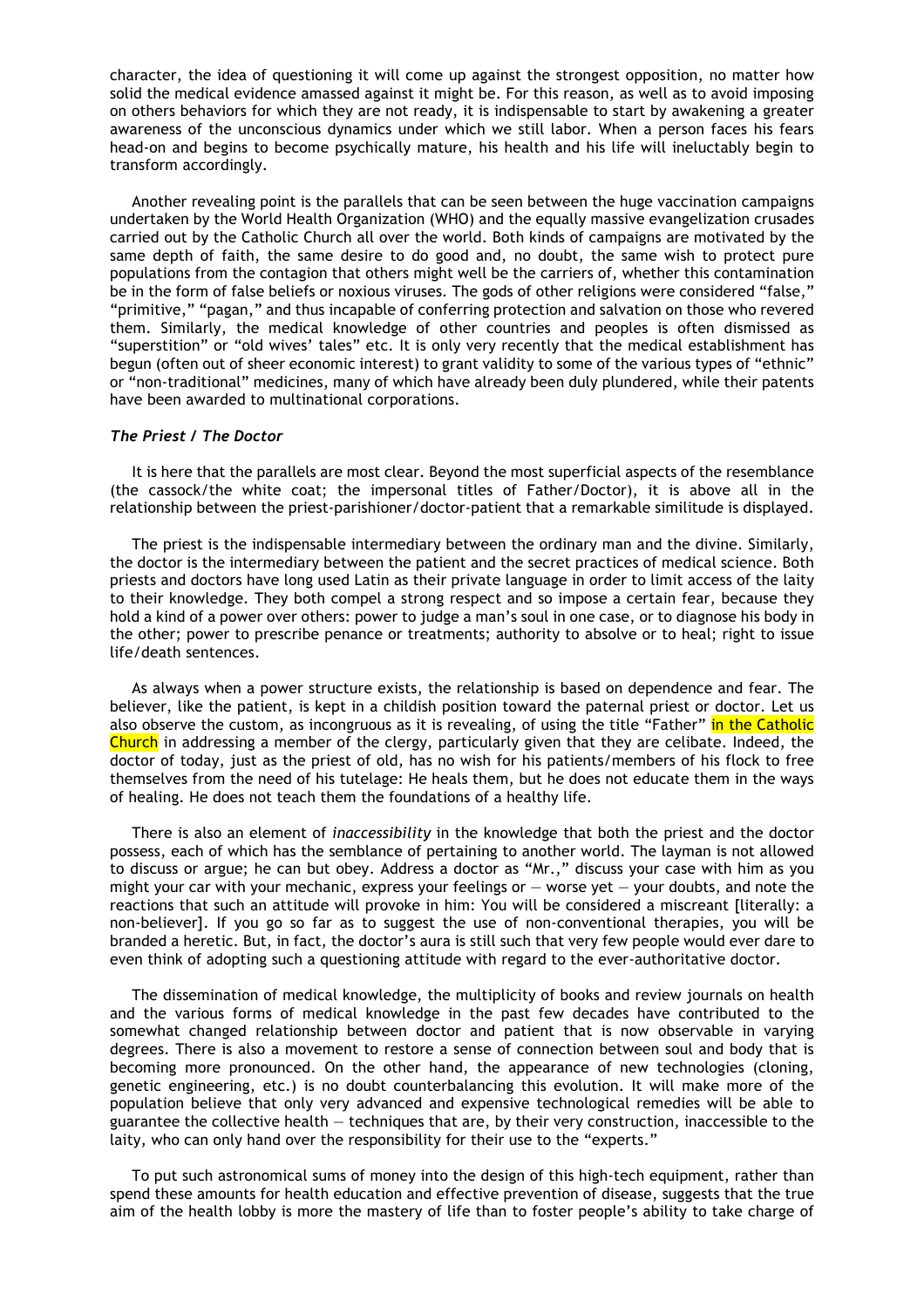character, the idea of questioning it will come up against the strongest opposition, no matter how solid the medical evidence amassed against it might be. For this reason, as well as to avoid imposing on others behaviors for which they are not ready, it is indispensable to start by awakening a greater awareness of the unconscious dynamics under which we still labor. When a person faces his fears head-on and begins to become psychically mature, his health and his life will ineluctably begin to transform accordingly.

Another revealing point is the parallels that can be seen between the huge vaccination campaigns undertaken by the World Health Organization (WHO) and the equally massive evangelization crusades carried out by the Catholic Church all over the world. Both kinds of campaigns are motivated by the same depth of faith, the same desire to do good and, no doubt, the same wish to protect pure populations from the contagion that others might well be the carriers of, whether this contamination be in the form of false beliefs or noxious viruses. The gods of other religions were considered "false," "primitive," "pagan," and thus incapable of conferring protection and salvation on those who revered them. Similarly, the medical knowledge of other countries and peoples is often dismissed as "superstition" or "old wives' tales" etc. It is only very recently that the medical establishment has begun (often out of sheer economic interest) to grant validity to some of the various types of "ethnic" or "non-traditional" medicines, many of which have already been duly plundered, while their patents have been awarded to multinational corporations.

### *The Priest / The Doctor*

It is here that the parallels are most clear. Beyond the most superficial aspects of the resemblance (the cassock/the white coat; the impersonal titles of Father/Doctor), it is above all in the relationship between the priest-parishioner/doctor-patient that a remarkable similitude is displayed.

The priest is the indispensable intermediary between the ordinary man and the divine. Similarly, the doctor is the intermediary between the patient and the secret practices of medical science. Both priests and doctors have long used Latin as their private language in order to limit access of the laity to their knowledge. They both compel a strong respect and so impose a certain fear, because they hold a kind of a power over others: power to judge a man's soul in one case, or to diagnose his body in the other; power to prescribe penance or treatments; authority to absolve or to heal; right to issue life/death sentences.

As always when a power structure exists, the relationship is based on dependence and fear. The believer, like the patient, is kept in a childish position toward the paternal priest or doctor. Let us also observe the custom, as incongruous as it is revealing, of using the title "Father" in the Catholic Church in addressing a member of the clergy, particularly given that they are celibate. Indeed, the doctor of today, just as the priest of old, has no wish for his patients/members of his flock to free themselves from the need of his tutelage: He heals them, but he does not educate them in the ways of healing. He does not teach them the foundations of a healthy life.

There is also an element of *inaccessibility* in the knowledge that both the priest and the doctor possess, each of which has the semblance of pertaining to another world. The layman is not allowed to discuss or argue; he can but obey. Address a doctor as "Mr.," discuss your case with him as you might your car with your mechanic, express your feelings or — worse yet — your doubts, and note the reactions that such an attitude will provoke in him: You will be considered a miscreant [literally: a non-believer]. If you go so far as to suggest the use of non-conventional therapies, you will be branded a heretic. But, in fact, the doctor's aura is still such that very few people would ever dare to even think of adopting such a questioning attitude with regard to the ever-authoritative doctor.

The dissemination of medical knowledge, the multiplicity of books and review journals on health and the various forms of medical knowledge in the past few decades have contributed to the somewhat changed relationship between doctor and patient that is now observable in varying degrees. There is also a movement to restore a sense of connection between soul and body that is becoming more pronounced. On the other hand, the appearance of new technologies (cloning, genetic engineering, etc.) is no doubt counterbalancing this evolution. It will make more of the population believe that only very advanced and expensive technological remedies will be able to guarantee the collective health — techniques that are, by their very construction, inaccessible to the laity, who can only hand over the responsibility for their use to the "experts."

To put such astronomical sums of money into the design of this high-tech equipment, rather than spend these amounts for health education and effective prevention of disease, suggests that the true aim of the health lobby is more the mastery of life than to foster people's ability to take charge of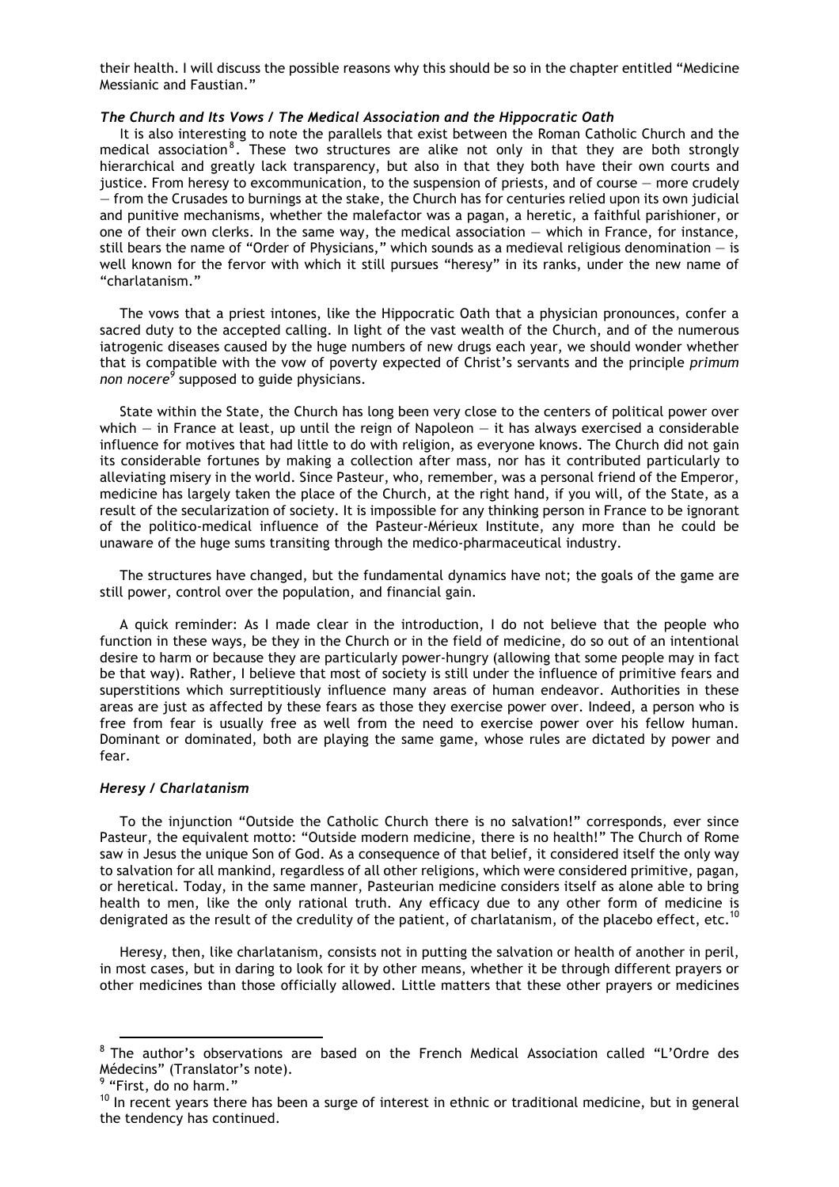their health. I will discuss the possible reasons why this should be so in the chapter entitled "Medicine Messianic and Faustian."

### *The Church and Its Vows / The Medical Association and the Hippocratic Oath*

It is also interesting to note the parallels that exist between the Roman Catholic Church and the medical association[8]. These two structures are alike not only in that they are both strongly hierarchical and greatly lack transparency, but also in that they both have their own courts and justice. From heresy to excommunication, to the suspension of priests, and of course — more crudely — from the Crusades to burnings at the stake, the Church has for centuries relied upon its own judicial and punitive mechanisms, whether the malefactor was a pagan, a heretic, a faithful parishioner, or one of their own clerks. In the same way, the medical association — which in France, for instance, still bears the name of "Order of Physicians," which sounds as a medieval religious denomination — is well known for the fervor with which it still pursues "heresy" in its ranks, under the new name of "charlatanism."

The vows that a priest intones, like the Hippocratic Oath that a physician pronounces, confer a sacred duty to the accepted calling. In light of the vast wealth of the Church, and of the numerous iatrogenic diseases caused by the huge numbers of new drugs each year, we should wonder whether that is compatible with the vow of poverty expected of Christ's servants and the principle *primum non nocere*[9] supposed to guide physicians.

State within the State, the Church has long been very close to the centers of political power over which — in France at least, up until the reign of Napoleon — it has always exercised a considerable influence for motives that had little to do with religion, as everyone knows. The Church did not gain its considerable fortunes by making a collection after mass, nor has it contributed particularly to alleviating misery in the world. Since Pasteur, who, remember, was a personal friend of the Emperor, medicine has largely taken the place of the Church, at the right hand, if you will, of the State, as a result of the secularization of society. It is impossible for any thinking person in France to be ignorant of the politico-medical influence of the Pasteur-Mérieux Institute, any more than he could be unaware of the huge sums transiting through the medico-pharmaceutical industry.

The structures have changed, but the fundamental dynamics have not; the goals of the game are still power, control over the population, and financial gain.

A quick reminder: As I made clear in the introduction, I do not believe that the people who function in these ways, be they in the Church or in the field of medicine, do so out of an intentional desire to harm or because they are particularly power-hungry (allowing that some people may in fact be that way). Rather, I believe that most of society is still under the influence of primitive fears and superstitions which surreptitiously influence many areas of human endeavor. Authorities in these areas are just as affected by these fears as those they exercise power over. Indeed, a person who is free from fear is usually free as well from the need to exercise power over his fellow human. Dominant or dominated, both are playing the same game, whose rules are dictated by power and fear.

### *Heresy / Charlatanism*

To the injunction "Outside the Catholic Church there is no salvation!" corresponds, ever since Pasteur, the equivalent motto: "Outside modern medicine, there is no health!" The Church of Rome saw in Jesus the unique Son of God. As a consequence of that belief, it considered itself the only way to salvation for all mankind, regardless of all other religions, which were considered primitive, pagan, or heretical. Today, in the same manner, Pasteurian medicine considers itself as alone able to bring health to men, like the only rational truth. Any efficacy due to any other form of medicine is denigrated as the result of the credulity of the patient, of charlatanism, of the placebo effect, etc.[10]

Heresy, then, like charlatanism, consists not in putting the salvation or health of another in peril, in most cases, but in daring to look for it by other means, whether it be through different prayers or other medicines than those officially allowed. Little matters that these other prayers or medicines

---

[8] The author's observations are based on the French Medical Association called "L'Ordre des Médecins" (Translator's note).

[9] "First, do no harm."

[10] In recent years there has been a surge of interest in ethnic or traditional medicine, but in general the tendency has continued.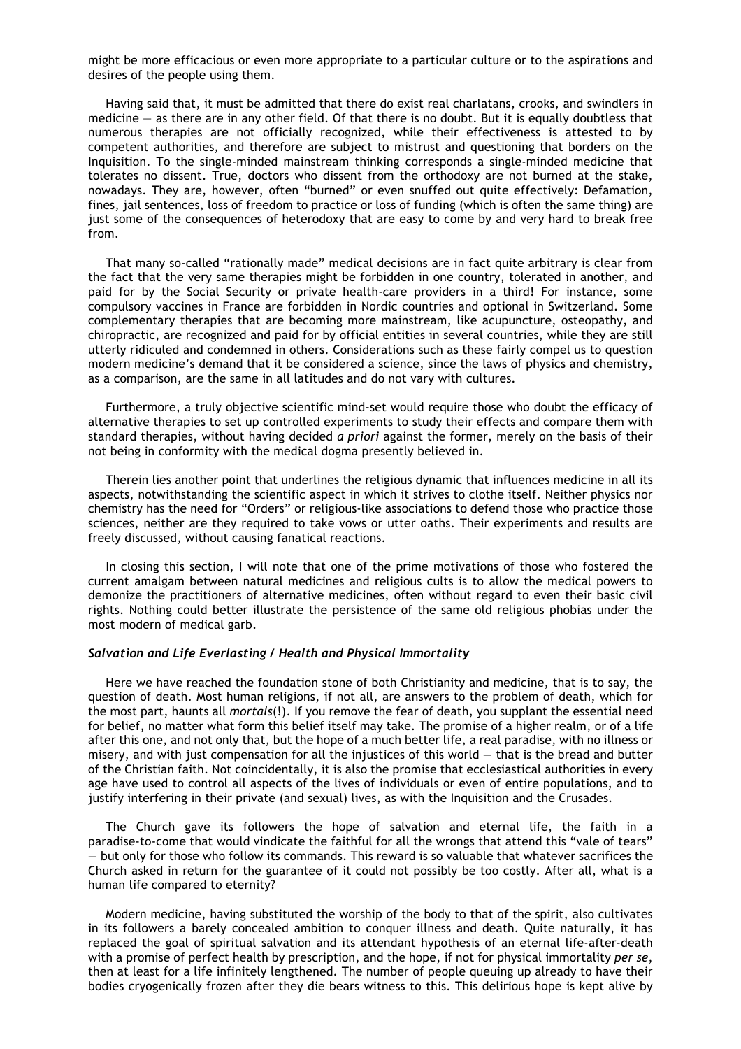might be more efficacious or even more appropriate to a particular culture or to the aspirations and desires of the people using them.

Having said that, it must be admitted that there do exist real charlatans, crooks, and swindlers in medicine — as there are in any other field. Of that there is no doubt. But it is equally doubtless that numerous therapies are not officially recognized, while their effectiveness is attested to by competent authorities, and therefore are subject to mistrust and questioning that borders on the Inquisition. To the single-minded mainstream thinking corresponds a single-minded medicine that tolerates no dissent. True, doctors who dissent from the orthodoxy are not burned at the stake, nowadays. They are, however, often "burned" or even snuffed out quite effectively: Defamation, fines, jail sentences, loss of freedom to practice or loss of funding (which is often the same thing) are just some of the consequences of heterodoxy that are easy to come by and very hard to break free from.

That many so-called "rationally made" medical decisions are in fact quite arbitrary is clear from the fact that the very same therapies might be forbidden in one country, tolerated in another, and paid for by the Social Security or private health-care providers in a third! For instance, some compulsory vaccines in France are forbidden in Nordic countries and optional in Switzerland. Some complementary therapies that are becoming more mainstream, like acupuncture, osteopathy, and chiropractic, are recognized and paid for by official entities in several countries, while they are still utterly ridiculed and condemned in others. Considerations such as these fairly compel us to question modern medicine's demand that it be considered a science, since the laws of physics and chemistry, as a comparison, are the same in all latitudes and do not vary with cultures.

Furthermore, a truly objective scientific mind-set would require those who doubt the efficacy of alternative therapies to set up controlled experiments to study their effects and compare them with standard therapies, without having decided *a priori* against the former, merely on the basis of their not being in conformity with the medical dogma presently believed in.

Therein lies another point that underlines the religious dynamic that influences medicine in all its aspects, notwithstanding the scientific aspect in which it strives to clothe itself. Neither physics nor chemistry has the need for "Orders" or religious-like associations to defend those who practice those sciences, neither are they required to take vows or utter oaths. Their experiments and results are freely discussed, without causing fanatical reactions.

In closing this section, I will note that one of the prime motivations of those who fostered the current amalgam between natural medicines and religious cults is to allow the medical powers to demonize the practitioners of alternative medicines, often without regard to even their basic civil rights. Nothing could better illustrate the persistence of the same old religious phobias under the most modern of medical garb.

### *Salvation and Life Everlasting / Health and Physical Immortality*

Here we have reached the foundation stone of both Christianity and medicine, that is to say, the question of death. Most human religions, if not all, are answers to the problem of death, which for the most part, haunts all *mortals*(!). If you remove the fear of death, you supplant the essential need for belief, no matter what form this belief itself may take. The promise of a higher realm, or of a life after this one, and not only that, but the hope of a much better life, a real paradise, with no illness or misery, and with just compensation for all the injustices of this world — that is the bread and butter of the Christian faith. Not coincidentally, it is also the promise that ecclesiastical authorities in every age have used to control all aspects of the lives of individuals or even of entire populations, and to justify interfering in their private (and sexual) lives, as with the Inquisition and the Crusades.

The Church gave its followers the hope of salvation and eternal life, the faith in a paradise-to-come that would vindicate the faithful for all the wrongs that attend this "vale of tears" — but only for those who follow its commands. This reward is so valuable that whatever sacrifices the Church asked in return for the guarantee of it could not possibly be too costly. After all, what is a human life compared to eternity?

Modern medicine, having substituted the worship of the body to that of the spirit, also cultivates in its followers a barely concealed ambition to conquer illness and death. Quite naturally, it has replaced the goal of spiritual salvation and its attendant hypothesis of an eternal life-after-death with a promise of perfect health by prescription, and the hope, if not for physical immortality *per se*, then at least for a life infinitely lengthened. The number of people queuing up already to have their bodies cryogenically frozen after they die bears witness to this. This delirious hope is kept alive by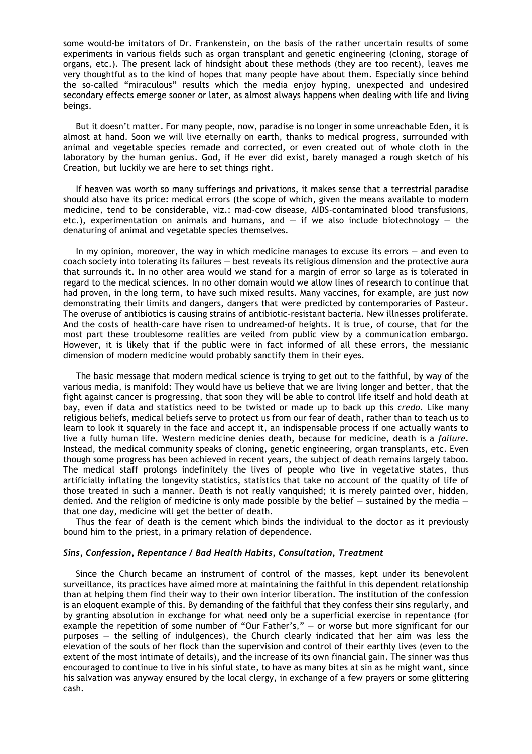some would-be imitators of Dr. Frankenstein, on the basis of the rather uncertain results of some experiments in various fields such as organ transplant and genetic engineering (cloning, storage of organs, etc.). The present lack of hindsight about these methods (they are too recent), leaves me very thoughtful as to the kind of hopes that many people have about them. Especially since behind the so-called "miraculous" results which the media enjoy hyping, unexpected and undesired secondary effects emerge sooner or later, as almost always happens when dealing with life and living beings.

But it doesn't matter. For many people, now, paradise is no longer in some unreachable Eden, it is almost at hand. Soon we will live eternally on earth, thanks to medical progress, surrounded with animal and vegetable species remade and corrected, or even created out of whole cloth in the laboratory by the human genius. God, if He ever did exist, barely managed a rough sketch of his Creation, but luckily we are here to set things right.

If heaven was worth so many sufferings and privations, it makes sense that a terrestrial paradise should also have its price: medical errors (the scope of which, given the means available to modern medicine, tend to be considerable, viz.: mad-cow disease, AIDS-contaminated blood transfusions, etc.), experimentation on animals and humans, and — if we also include biotechnology — the denaturing of animal and vegetable species themselves.

In my opinion, moreover, the way in which medicine manages to excuse its errors — and even to coach society into tolerating its failures — best reveals its religious dimension and the protective aura that surrounds it. In no other area would we stand for a margin of error so large as is tolerated in regard to the medical sciences. In no other domain would we allow lines of research to continue that had proven, in the long term, to have such mixed results. Many vaccines, for example, are just now demonstrating their limits and dangers, dangers that were predicted by contemporaries of Pasteur. The overuse of antibiotics is causing strains of antibiotic-resistant bacteria. New illnesses proliferate. And the costs of health-care have risen to undreamed-of heights. It is true, of course, that for the most part these troublesome realities are veiled from public view by a communication embargo. However, it is likely that if the public were in fact informed of all these errors, the messianic dimension of modern medicine would probably sanctify them in their eyes.

The basic message that modern medical science is trying to get out to the faithful, by way of the various media, is manifold: They would have us believe that we are living longer and better, that the fight against cancer is progressing, that soon they will be able to control life itself and hold death at bay, even if data and statistics need to be twisted or made up to back up this *credo*. Like many religious beliefs, medical beliefs serve to protect us from our fear of death, rather than to teach us to learn to look it squarely in the face and accept it, an indispensable process if one actually wants to live a fully human life. Western medicine denies death, because for medicine, death is a *failure*. Instead, the medical community speaks of cloning, genetic engineering, organ transplants, etc. Even though some progress has been achieved in recent years, the subject of death remains largely taboo. The medical staff prolongs indefinitely the lives of people who live in vegetative states, thus artificially inflating the longevity statistics, statistics that take no account of the quality of life of those treated in such a manner. Death is not really vanquished; it is merely painted over, hidden, denied. And the religion of medicine is only made possible by the belief — sustained by the media — that one day, medicine will get the better of death.

Thus the fear of death is the cement which binds the individual to the doctor as it previously bound him to the priest, in a primary relation of dependence.

### *Sins, Confession, Repentance / Bad Health Habits, Consultation, Treatment*

Since the Church became an instrument of control of the masses, kept under its benevolent surveillance, its practices have aimed more at maintaining the faithful in this dependent relationship than at helping them find their way to their own interior liberation. The institution of the confession is an eloquent example of this. By demanding of the faithful that they confess their sins regularly, and by granting absolution in exchange for what need only be a superficial exercise in repentance (for example the repetition of some number of "Our Father's," — or worse but more significant for our purposes — the selling of indulgences), the Church clearly indicated that her aim was less the elevation of the souls of her flock than the supervision and control of their earthly lives (even to the extent of the most intimate of details), and the increase of its own financial gain. The sinner was thus encouraged to continue to live in his sinful state, to have as many bites at sin as he might want, since his salvation was anyway ensured by the local clergy, in exchange of a few prayers or some glittering cash.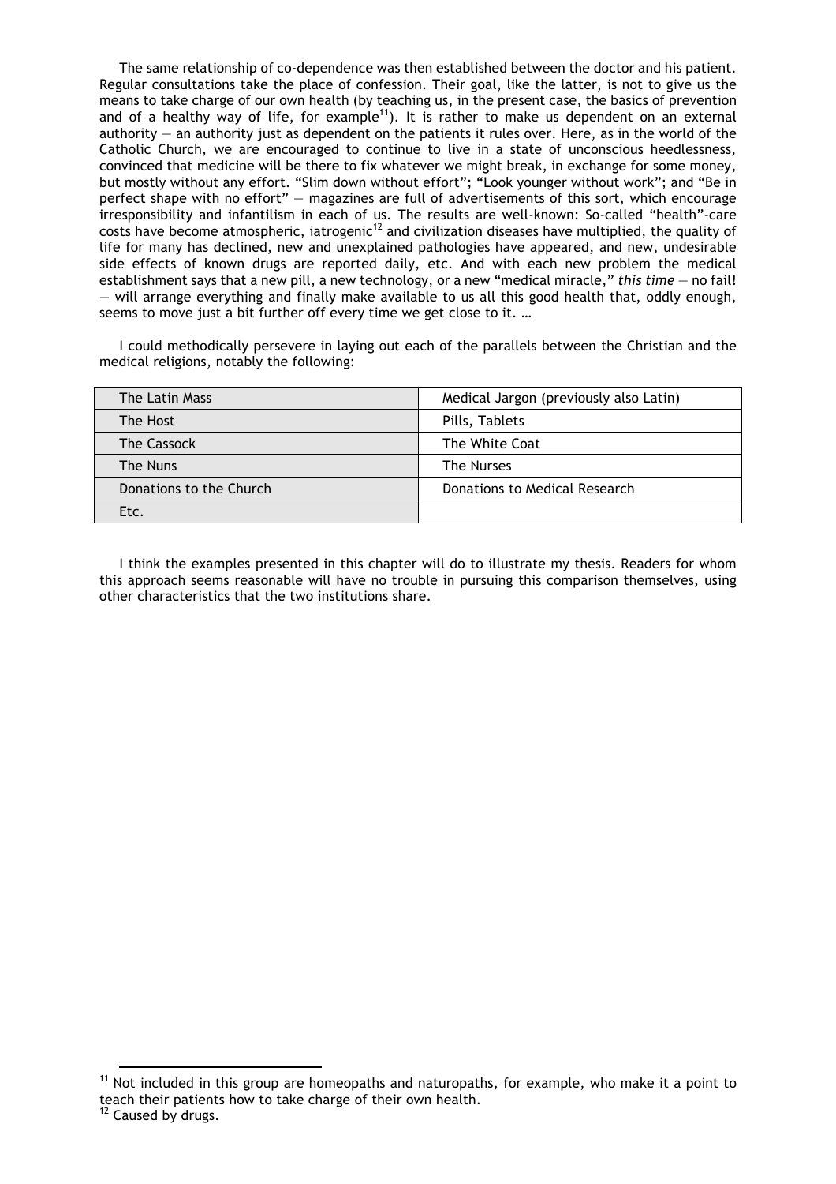The same relationship of co-dependence was then established between the doctor and his patient. Regular consultations take the place of confession. Their goal, like the latter, is not to give us the means to take charge of our own health (by teaching us, in the present case, the basics of prevention and of a healthy way of life, for example[11]). It is rather to make us dependent on an external authority — an authority just as dependent on the patients it rules over. Here, as in the world of the Catholic Church, we are encouraged to continue to live in a state of unconscious heedlessness, convinced that medicine will be there to fix whatever we might break, in exchange for some money, but mostly without any effort. "Slim down without effort"; "Look younger without work"; and "Be in perfect shape with no effort" — magazines are full of advertisements of this sort, which encourage irresponsibility and infantilism in each of us. The results are well-known: So-called "health"-care costs have become atmospheric, iatrogenic[12] and civilization diseases have multiplied, the quality of life for many has declined, new and unexplained pathologies have appeared, and new, undesirable side effects of known drugs are reported daily, etc. And with each new problem the medical establishment says that a new pill, a new technology, or a new "medical miracle," *this time* — no fail! — will arrange everything and finally make available to us all this good health that, oddly enough, seems to move just a bit further off every time we get close to it. …

I could methodically persevere in laying out each of the parallels between the Christian and the medical religions, notably the following:

| | |
|---|---|
| The Latin Mass | Medical Jargon (previously also Latin) |
| The Host | Pills, Tablets |
| The Cassock | The White Coat |
| The Nuns | The Nurses |
| Donations to the Church | Donations to Medical Research |
| Etc. | |

I think the examples presented in this chapter will do to illustrate my thesis. Readers for whom this approach seems reasonable will have no trouble in pursuing this comparison themselves, using other characteristics that the two institutions share.

[11] Not included in this group are homeopaths and naturopaths, for example, who make it a point to teach their patients how to take charge of their own health.

[12] Caused by drugs.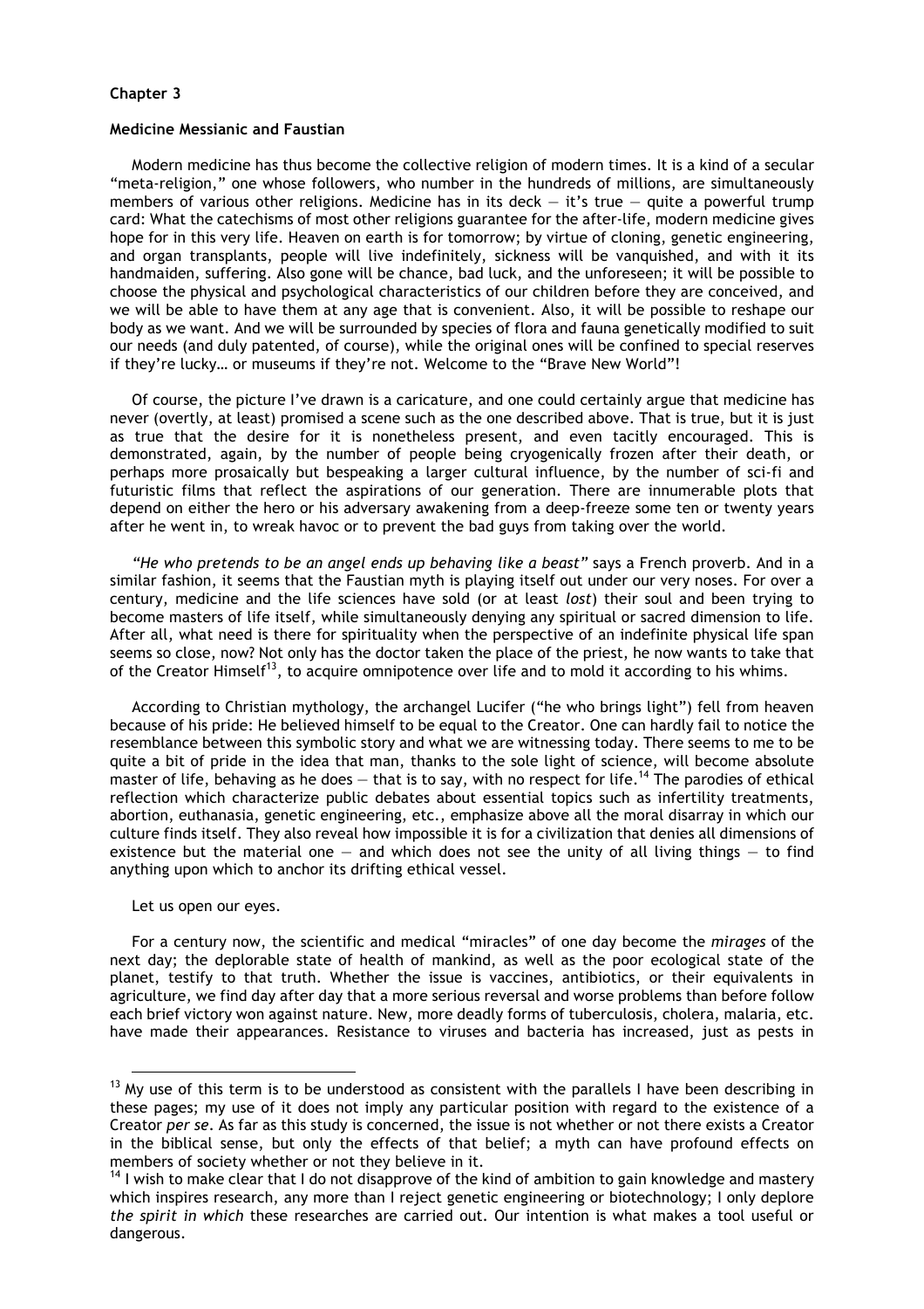**Chapter 3**

**Medicine Messianic and Faustian**

Modern medicine has thus become the collective religion of modern times. It is a kind of a secular "meta-religion," one whose followers, who number in the hundreds of millions, are simultaneously members of various other religions. Medicine has in its deck — it's true — quite a powerful trump card: What the catechisms of most other religions guarantee for the after-life, modern medicine gives hope for in this very life. Heaven on earth is for tomorrow; by virtue of cloning, genetic engineering, and organ transplants, people will live indefinitely, sickness will be vanquished, and with it its handmaiden, suffering. Also gone will be chance, bad luck, and the unforeseen; it will be possible to choose the physical and psychological characteristics of our children before they are conceived, and we will be able to have them at any age that is convenient. Also, it will be possible to reshape our body as we want. And we will be surrounded by species of flora and fauna genetically modified to suit our needs (and duly patented, of course), while the original ones will be confined to special reserves if they're lucky… or museums if they're not. Welcome to the "Brave New World"!

Of course, the picture I've drawn is a caricature, and one could certainly argue that medicine has never (overtly, at least) promised a scene such as the one described above. That is true, but it is just as true that the desire for it is nonetheless present, and even tacitly encouraged. This is demonstrated, again, by the number of people being cryogenically frozen after their death, or perhaps more prosaically but bespeaking a larger cultural influence, by the number of sci-fi and futuristic films that reflect the aspirations of our generation. There are innumerable plots that depend on either the hero or his adversary awakening from a deep-freeze some ten or twenty years after he went in, to wreak havoc or to prevent the bad guys from taking over the world.

*"He who pretends to be an angel ends up behaving like a beast"* says a French proverb. And in a similar fashion, it seems that the Faustian myth is playing itself out under our very noses. For over a century, medicine and the life sciences have sold (or at least *lost*) their soul and been trying to become masters of life itself, while simultaneously denying any spiritual or sacred dimension to life. After all, what need is there for spirituality when the perspective of an indefinite physical life span seems so close, now? Not only has the doctor taken the place of the priest, he now wants to take that of the Creator Himself[13], to acquire omnipotence over life and to mold it according to his whims.

According to Christian mythology, the archangel Lucifer ("he who brings light") fell from heaven because of his pride: He believed himself to be equal to the Creator. One can hardly fail to notice the resemblance between this symbolic story and what we are witnessing today. There seems to me to be quite a bit of pride in the idea that man, thanks to the sole light of science, will become absolute master of life, behaving as he does — that is to say, with no respect for life.[14] The parodies of ethical reflection which characterize public debates about essential topics such as infertility treatments, abortion, euthanasia, genetic engineering, etc., emphasize above all the moral disarray in which our culture finds itself. They also reveal how impossible it is for a civilization that denies all dimensions of existence but the material one — and which does not see the unity of all living things — to find anything upon which to anchor its drifting ethical vessel.

Let us open our eyes.

For a century now, the scientific and medical "miracles" of one day become the *mirages* of the next day; the deplorable state of health of mankind, as well as the poor ecological state of the planet, testify to that truth. Whether the issue is vaccines, antibiotics, or their equivalents in agriculture, we find day after day that a more serious reversal and worse problems than before follow each brief victory won against nature. New, more deadly forms of tuberculosis, cholera, malaria, etc. have made their appearances. Resistance to viruses and bacteria has increased, just as pests in

---

[13] My use of this term is to be understood as consistent with the parallels I have been describing in these pages; my use of it does not imply any particular position with regard to the existence of a Creator *per se*. As far as this study is concerned, the issue is not whether or not there exists a Creator in the biblical sense, but only the effects of that belief; a myth can have profound effects on members of society whether or not they believe in it.

[14] I wish to make clear that I do not disapprove of the kind of ambition to gain knowledge and mastery which inspires research, any more than I reject genetic engineering or biotechnology; I only deplore *the spirit in which* these researches are carried out. Our intention is what makes a tool useful or dangerous.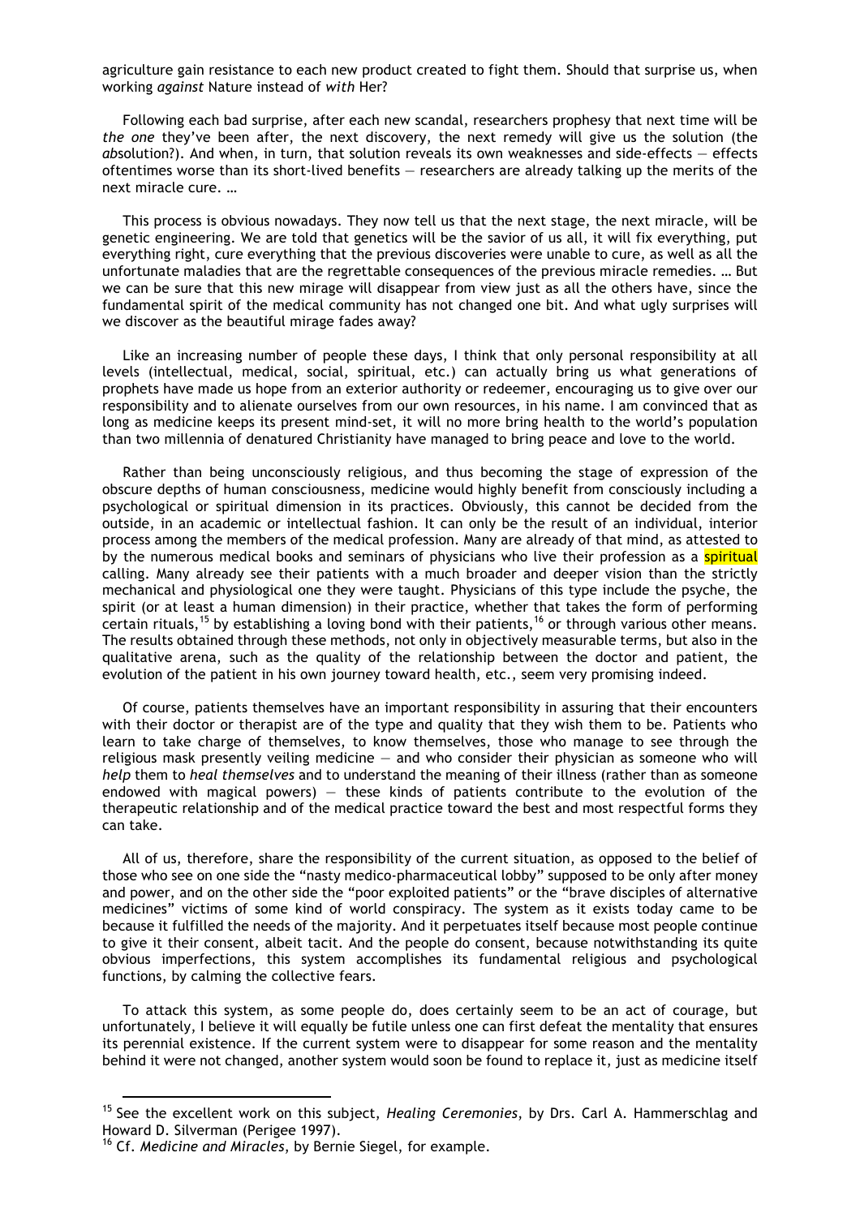agriculture gain resistance to each new product created to fight them. Should that surprise us, when working *against* Nature instead of *with* Her?

Following each bad surprise, after each new scandal, researchers prophesy that next time will be *the one* they've been after, the next discovery, the next remedy will give us the solution (the *ab*solution?). And when, in turn, that solution reveals its own weaknesses and side-effects — effects oftentimes worse than its short-lived benefits — researchers are already talking up the merits of the next miracle cure. …

This process is obvious nowadays. They now tell us that the next stage, the next miracle, will be genetic engineering. We are told that genetics will be the savior of us all, it will fix everything, put everything right, cure everything that the previous discoveries were unable to cure, as well as all the unfortunate maladies that are the regrettable consequences of the previous miracle remedies. … But we can be sure that this new mirage will disappear from view just as all the others have, since the fundamental spirit of the medical community has not changed one bit. And what ugly surprises will we discover as the beautiful mirage fades away?

Like an increasing number of people these days, I think that only personal responsibility at all levels (intellectual, medical, social, spiritual, etc.) can actually bring us what generations of prophets have made us hope from an exterior authority or redeemer, encouraging us to give over our responsibility and to alienate ourselves from our own resources, in his name. I am convinced that as long as medicine keeps its present mind-set, it will no more bring health to the world's population than two millennia of denatured Christianity have managed to bring peace and love to the world.

Rather than being unconsciously religious, and thus becoming the stage of expression of the obscure depths of human consciousness, medicine would highly benefit from consciously including a psychological or spiritual dimension in its practices. Obviously, this cannot be decided from the outside, in an academic or intellectual fashion. It can only be the result of an individual, interior process among the members of the medical profession. Many are already of that mind, as attested to by the numerous medical books and seminars of physicians who live their profession as a spiritual calling. Many already see their patients with a much broader and deeper vision than the strictly mechanical and physiological one they were taught. Physicians of this type include the psyche, the spirit (or at least a human dimension) in their practice, whether that takes the form of performing certain rituals,[15] by establishing a loving bond with their patients,[16] or through various other means. The results obtained through these methods, not only in objectively measurable terms, but also in the qualitative arena, such as the quality of the relationship between the doctor and patient, the evolution of the patient in his own journey toward health, etc., seem very promising indeed.

Of course, patients themselves have an important responsibility in assuring that their encounters with their doctor or therapist are of the type and quality that they wish them to be. Patients who learn to take charge of themselves, to know themselves, those who manage to see through the religious mask presently veiling medicine — and who consider their physician as someone who will *help* them to *heal themselves* and to understand the meaning of their illness (rather than as someone endowed with magical powers) — these kinds of patients contribute to the evolution of the therapeutic relationship and of the medical practice toward the best and most respectful forms they can take.

All of us, therefore, share the responsibility of the current situation, as opposed to the belief of those who see on one side the "nasty medico-pharmaceutical lobby" supposed to be only after money and power, and on the other side the "poor exploited patients" or the "brave disciples of alternative medicines" victims of some kind of world conspiracy. The system as it exists today came to be because it fulfilled the needs of the majority. And it perpetuates itself because most people continue to give it their consent, albeit tacit. And the people do consent, because notwithstanding its quite obvious imperfections, this system accomplishes its fundamental religious and psychological functions, by calming the collective fears.

To attack this system, as some people do, does certainly seem to be an act of courage, but unfortunately, I believe it will equally be futile unless one can first defeat the mentality that ensures its perennial existence. If the current system were to disappear for some reason and the mentality behind it were not changed, another system would soon be found to replace it, just as medicine itself

---

[15] See the excellent work on this subject, *Healing Ceremonies*, by Drs. Carl A. Hammerschlag and Howard D. Silverman (Perigee 1997).

[16] Cf. *Medicine and Miracles*, by Bernie Siegel, for example.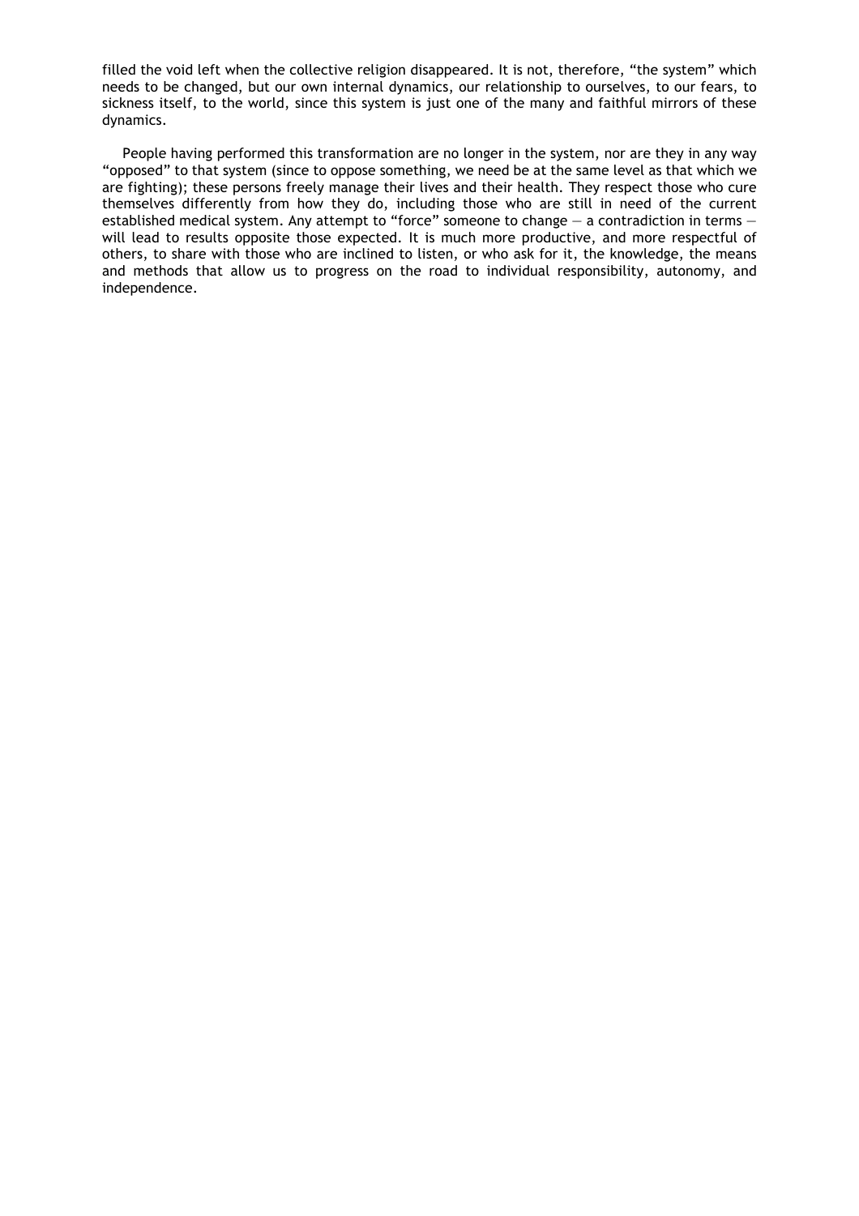filled the void left when the collective religion disappeared. It is not, therefore, “the system” which needs to be changed, but our own internal dynamics, our relationship to ourselves, to our fears, to sickness itself, to the world, since this system is just one of the many and faithful mirrors of these dynamics.

People having performed this transformation are no longer in the system, nor are they in any way “opposed” to that system (since to oppose something, we need be at the same level as that which we are fighting); these persons freely manage their lives and their health. They respect those who cure themselves differently from how they do, including those who are still in need of the current established medical system. Any attempt to “force” someone to change — a contradiction in terms — will lead to results opposite those expected. It is much more productive, and more respectful of others, to share with those who are inclined to listen, or who ask for it, the knowledge, the means and methods that allow us to progress on the road to individual responsibility, autonomy, and independence.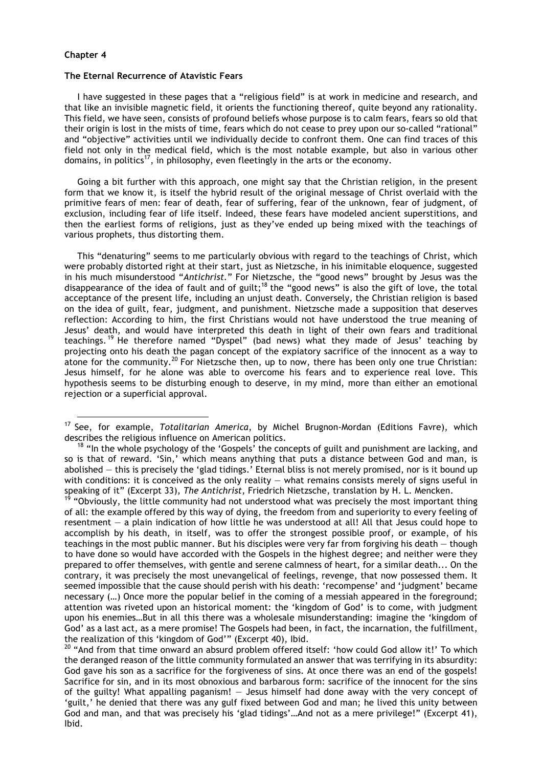**Chapter 4**

**The Eternal Recurrence of Atavistic Fears**

I have suggested in these pages that a "religious field" is at work in medicine and research, and that like an invisible magnetic field, it orients the functioning thereof, quite beyond any rationality. This field, we have seen, consists of profound beliefs whose purpose is to calm fears, fears so old that their origin is lost in the mists of time, fears which do not cease to prey upon our so-called "rational" and "objective" activities until we individually decide to confront them. One can find traces of this field not only in the medical field, which is the most notable example, but also in various other domains, in politics[17], in philosophy, even fleetingly in the arts or the economy.

Going a bit further with this approach, one might say that the Christian religion, in the present form that we know it, is itself the hybrid result of the original message of Christ overlaid with the primitive fears of men: fear of death, fear of suffering, fear of the unknown, fear of judgment, of exclusion, including fear of life itself. Indeed, these fears have modeled ancient superstitions, and then the earliest forms of religions, just as they've ended up being mixed with the teachings of various prophets, thus distorting them.

This "denaturing" seems to me particularly obvious with regard to the teachings of Christ, which were probably distorted right at their start, just as Nietzsche, in his inimitable eloquence, suggested in his much misunderstood "*Antichrist*." For Nietzsche, the "good news" brought by Jesus was the disappearance of the idea of fault and of guilt;[18] the "good news" is also the gift of love, the total acceptance of the present life, including an unjust death. Conversely, the Christian religion is based on the idea of guilt, fear, judgment, and punishment. Nietzsche made a supposition that deserves reflection: According to him, the first Christians would not have understood the true meaning of Jesus' death, and would have interpreted this death in light of their own fears and traditional teachings.[19] He therefore named "Dyspel" (bad news) what they made of Jesus' teaching by projecting onto his death the pagan concept of the expiatory sacrifice of the innocent as a way to atone for the community.[20] For Nietzsche then, up to now, there has been only one true Christian: Jesus himself, for he alone was able to overcome his fears and to experience real love. This hypothesis seems to be disturbing enough to deserve, in my mind, more than either an emotional rejection or a superficial approval.

---

[17] See, for example, *Totalitarian America*, by Michel Brugnon-Mordan (Editions Favre), which describes the religious influence on American politics.

[18] "In the whole psychology of the 'Gospels' the concepts of guilt and punishment are lacking, and so is that of reward. 'Sin,' which means anything that puts a distance between God and man, is abolished — this is precisely the 'glad tidings.' Eternal bliss is not merely promised, nor is it bound up with conditions: it is conceived as the only reality — what remains consists merely of signs useful in speaking of it" (Excerpt 33), *The Antichrist*, Friedrich Nietzsche, translation by H. L. Mencken.

[19] "Obviously, the little community had not understood what was precisely the most important thing of all: the example offered by this way of dying, the freedom from and superiority to every feeling of resentment — a plain indication of how little he was understood at all! All that Jesus could hope to accomplish by his death, in itself, was to offer the strongest possible proof, or example, of his teachings in the most public manner. But his disciples were very far from forgiving his death — though to have done so would have accorded with the Gospels in the highest degree; and neither were they prepared to offer themselves, with gentle and serene calmness of heart, for a similar death... On the contrary, it was precisely the most unevangelical of feelings, revenge, that now possessed them. It seemed impossible that the cause should perish with his death: 'recompense' and 'judgment' became necessary (…) Once more the popular belief in the coming of a messiah appeared in the foreground; attention was riveted upon an historical moment: the 'kingdom of God' is to come, with judgment upon his enemies…But in all this there was a wholesale misunderstanding: imagine the 'kingdom of God' as a last act, as a mere promise! The Gospels had been, in fact, the incarnation, the fulfillment, the realization of this 'kingdom of God'" (Excerpt 40), Ibid.

[20] "And from that time onward an absurd problem offered itself: 'how could God allow it!' To which the deranged reason of the little community formulated an answer that was terrifying in its absurdity: God gave his son as a sacrifice for the forgiveness of sins. At once there was an end of the gospels! Sacrifice for sin, and in its most obnoxious and barbarous form: sacrifice of the innocent for the sins of the guilty! What appalling paganism! — Jesus himself had done away with the very concept of 'guilt,' he denied that there was any gulf fixed between God and man; he lived this unity between God and man, and that was precisely his 'glad tidings'…And not as a mere privilege!" (Excerpt 41), Ibid.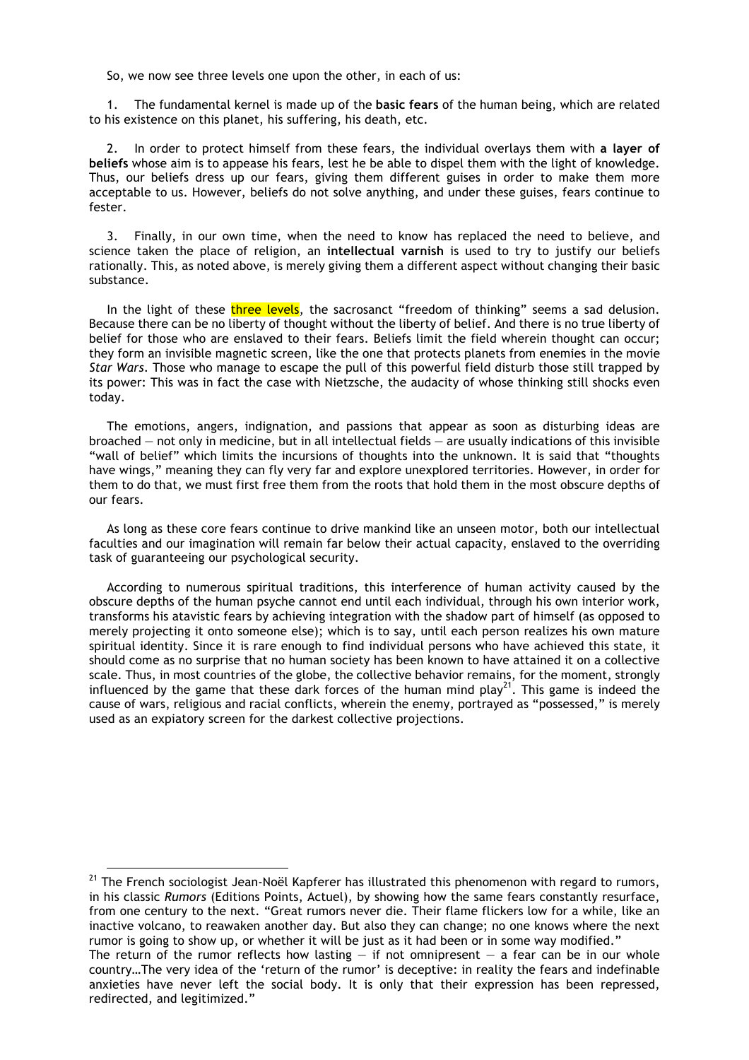So, we now see three levels one upon the other, in each of us:

1. The fundamental kernel is made up of the **basic fears** of the human being, which are related to his existence on this planet, his suffering, his death, etc.

2. In order to protect himself from these fears, the individual overlays them with **a layer of beliefs** whose aim is to appease his fears, lest he be able to dispel them with the light of knowledge. Thus, our beliefs dress up our fears, giving them different guises in order to make them more acceptable to us. However, beliefs do not solve anything, and under these guises, fears continue to fester.

3. Finally, in our own time, when the need to know has replaced the need to believe, and science taken the place of religion, an **intellectual varnish** is used to try to justify our beliefs rationally. This, as noted above, is merely giving them a different aspect without changing their basic substance.

In the light of these three levels, the sacrosanct "freedom of thinking" seems a sad delusion. Because there can be no liberty of thought without the liberty of belief. And there is no true liberty of belief for those who are enslaved to their fears. Beliefs limit the field wherein thought can occur; they form an invisible magnetic screen, like the one that protects planets from enemies in the movie *Star Wars*. Those who manage to escape the pull of this powerful field disturb those still trapped by its power: This was in fact the case with Nietzsche, the audacity of whose thinking still shocks even today.

The emotions, angers, indignation, and passions that appear as soon as disturbing ideas are broached — not only in medicine, but in all intellectual fields — are usually indications of this invisible "wall of belief" which limits the incursions of thoughts into the unknown. It is said that "thoughts have wings," meaning they can fly very far and explore unexplored territories. However, in order for them to do that, we must first free them from the roots that hold them in the most obscure depths of our fears.

As long as these core fears continue to drive mankind like an unseen motor, both our intellectual faculties and our imagination will remain far below their actual capacity, enslaved to the overriding task of guaranteeing our psychological security.

According to numerous spiritual traditions, this interference of human activity caused by the obscure depths of the human psyche cannot end until each individual, through his own interior work, transforms his atavistic fears by achieving integration with the shadow part of himself (as opposed to merely projecting it onto someone else); which is to say, until each person realizes his own mature spiritual identity. Since it is rare enough to find individual persons who have achieved this state, it should come as no surprise that no human society has been known to have attained it on a collective scale. Thus, in most countries of the globe, the collective behavior remains, for the moment, strongly influenced by the game that these dark forces of the human mind play[21]. This game is indeed the cause of wars, religious and racial conflicts, wherein the enemy, portrayed as "possessed," is merely used as an expiatory screen for the darkest collective projections.

---

[21] The French sociologist Jean-Noël Kapferer has illustrated this phenomenon with regard to rumors, in his classic *Rumors* (Editions Points, Actuel), by showing how the same fears constantly resurface, from one century to the next. "Great rumors never die. Their flame flickers low for a while, like an inactive volcano, to reawaken another day. But also they can change; no one knows where the next rumor is going to show up, or whether it will be just as it had been or in some way modified."
The return of the rumor reflects how lasting — if not omnipresent — a fear can be in our whole country…The very idea of the 'return of the rumor' is deceptive: in reality the fears and indefinable anxieties have never left the social body. It is only that their expression has been repressed, redirected, and legitimized."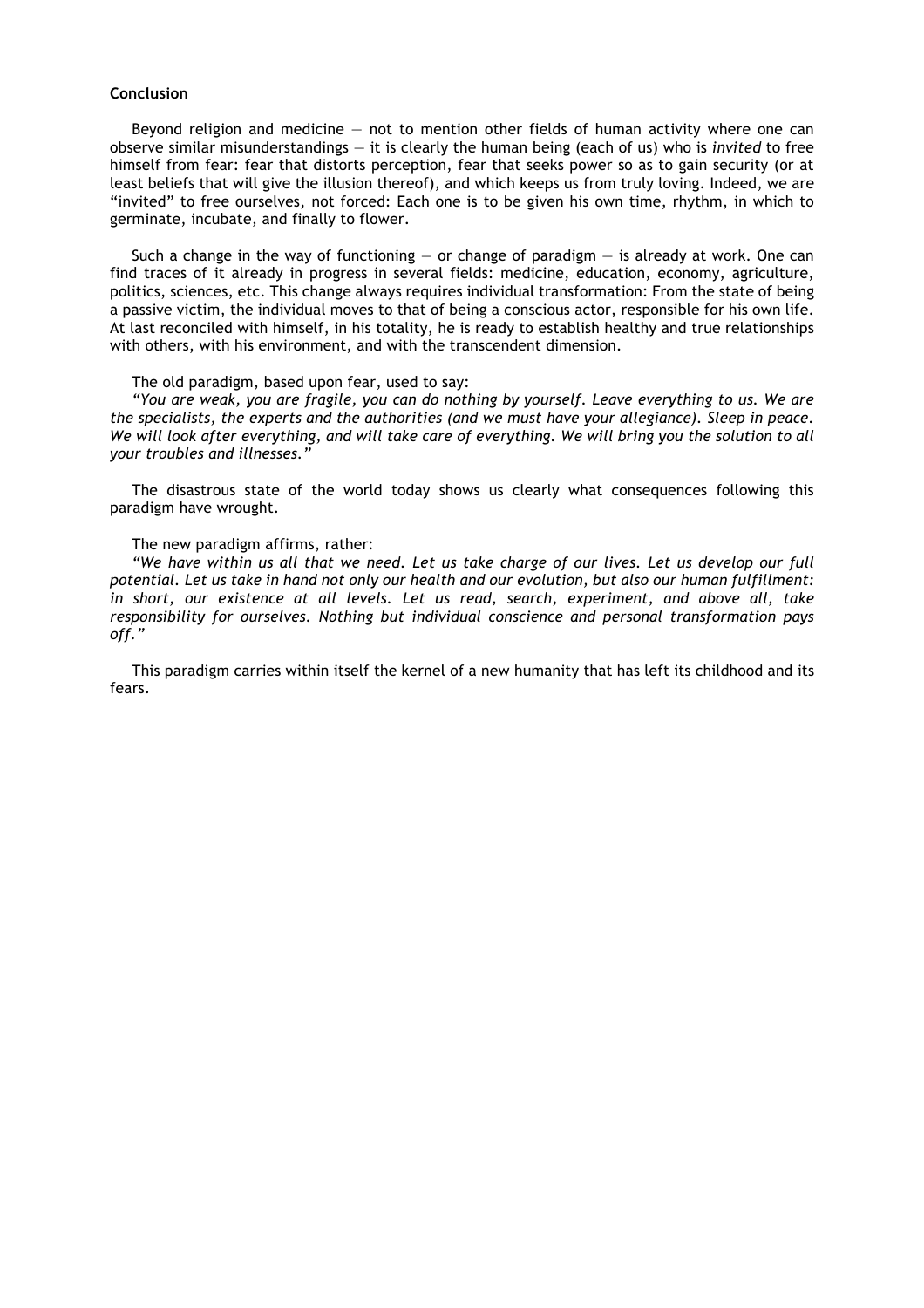**Conclusion**

Beyond religion and medicine — not to mention other fields of human activity where one can observe similar misunderstandings — it is clearly the human being (each of us) who is *invited* to free himself from fear: fear that distorts perception, fear that seeks power so as to gain security (or at least beliefs that will give the illusion thereof), and which keeps us from truly loving. Indeed, we are "invited" to free ourselves, not forced: Each one is to be given his own time, rhythm, in which to germinate, incubate, and finally to flower.

Such a change in the way of functioning — or change of paradigm — is already at work. One can find traces of it already in progress in several fields: medicine, education, economy, agriculture, politics, sciences, etc. This change always requires individual transformation: From the state of being a passive victim, the individual moves to that of being a conscious actor, responsible for his own life. At last reconciled with himself, in his totality, he is ready to establish healthy and true relationships with others, with his environment, and with the transcendent dimension.

The old paradigm, based upon fear, used to say:

*"You are weak, you are fragile, you can do nothing by yourself. Leave everything to us. We are the specialists, the experts and the authorities (and we must have your allegiance). Sleep in peace. We will look after everything, and will take care of everything. We will bring you the solution to all your troubles and illnesses."*

The disastrous state of the world today shows us clearly what consequences following this paradigm have wrought.

The new paradigm affirms, rather:

*"We have within us all that we need. Let us take charge of our lives. Let us develop our full potential. Let us take in hand not only our health and our evolution, but also our human fulfillment: in short, our existence at all levels. Let us read, search, experiment, and above all, take responsibility for ourselves. Nothing but individual conscience and personal transformation pays off."*

This paradigm carries within itself the kernel of a new humanity that has left its childhood and its fears.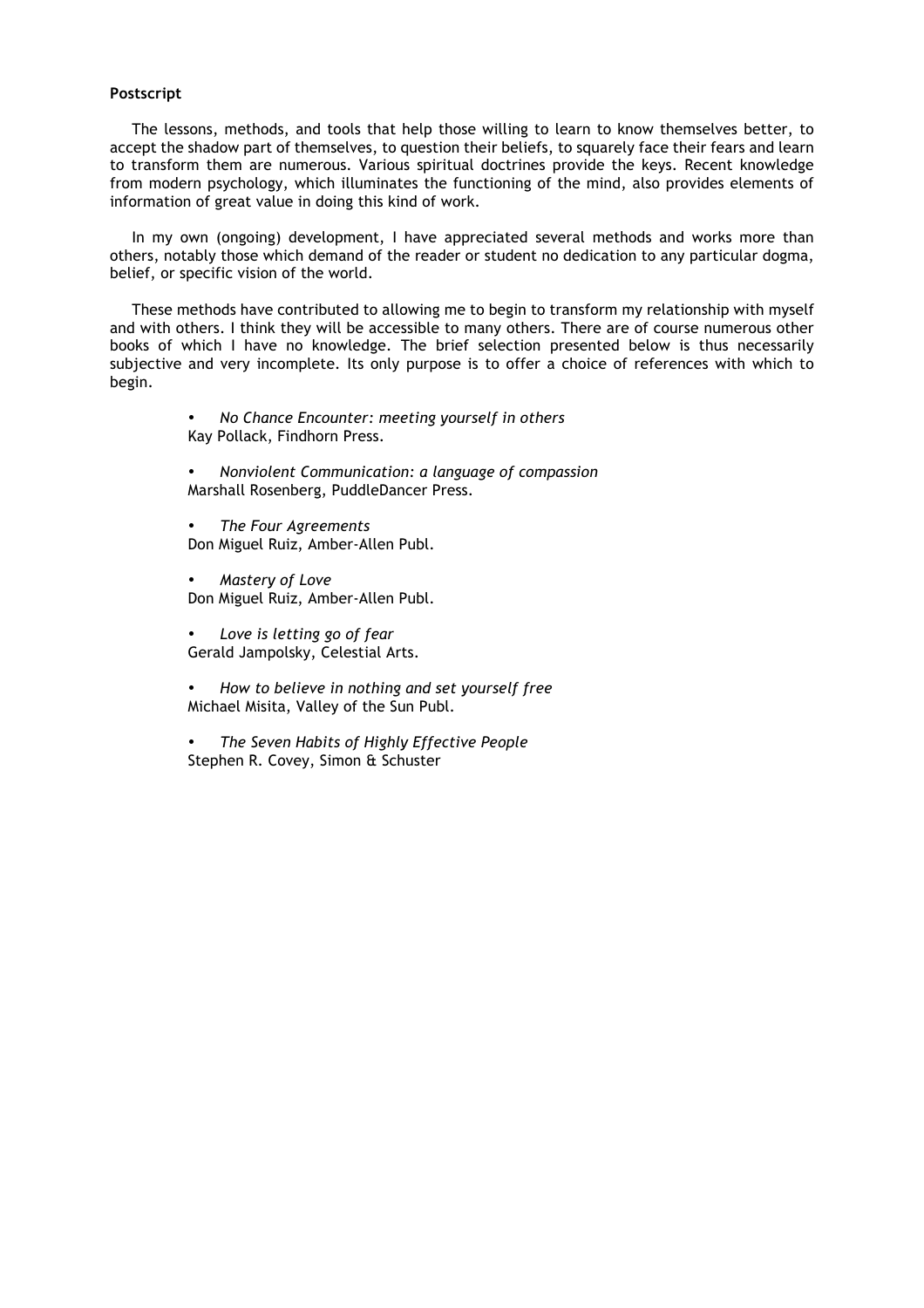**Postscript**

The lessons, methods, and tools that help those willing to learn to know themselves better, to accept the shadow part of themselves, to question their beliefs, to squarely face their fears and learn to transform them are numerous. Various spiritual doctrines provide the keys. Recent knowledge from modern psychology, which illuminates the functioning of the mind, also provides elements of information of great value in doing this kind of work.

In my own (ongoing) development, I have appreciated several methods and works more than others, notably those which demand of the reader or student no dedication to any particular dogma, belief, or specific vision of the world.

These methods have contributed to allowing me to begin to transform my relationship with myself and with others. I think they will be accessible to many others. There are of course numerous other books of which I have no knowledge. The brief selection presented below is thus necessarily subjective and very incomplete. Its only purpose is to offer a choice of references with which to begin.

- *No Chance Encounter: meeting yourself in others*
  Kay Pollack, Findhorn Press.

- *Nonviolent Communication: a language of compassion*
  Marshall Rosenberg, PuddleDancer Press.

- *The Four Agreements*
  Don Miguel Ruiz, Amber-Allen Publ.

- *Mastery of Love*
  Don Miguel Ruiz, Amber-Allen Publ.

- *Love is letting go of fear*
  Gerald Jampolsky, Celestial Arts.

- *How to believe in nothing and set yourself free*
  Michael Misita, Valley of the Sun Publ.

- *The Seven Habits of Highly Effective People*
  Stephen R. Covey, Simon & Schuster